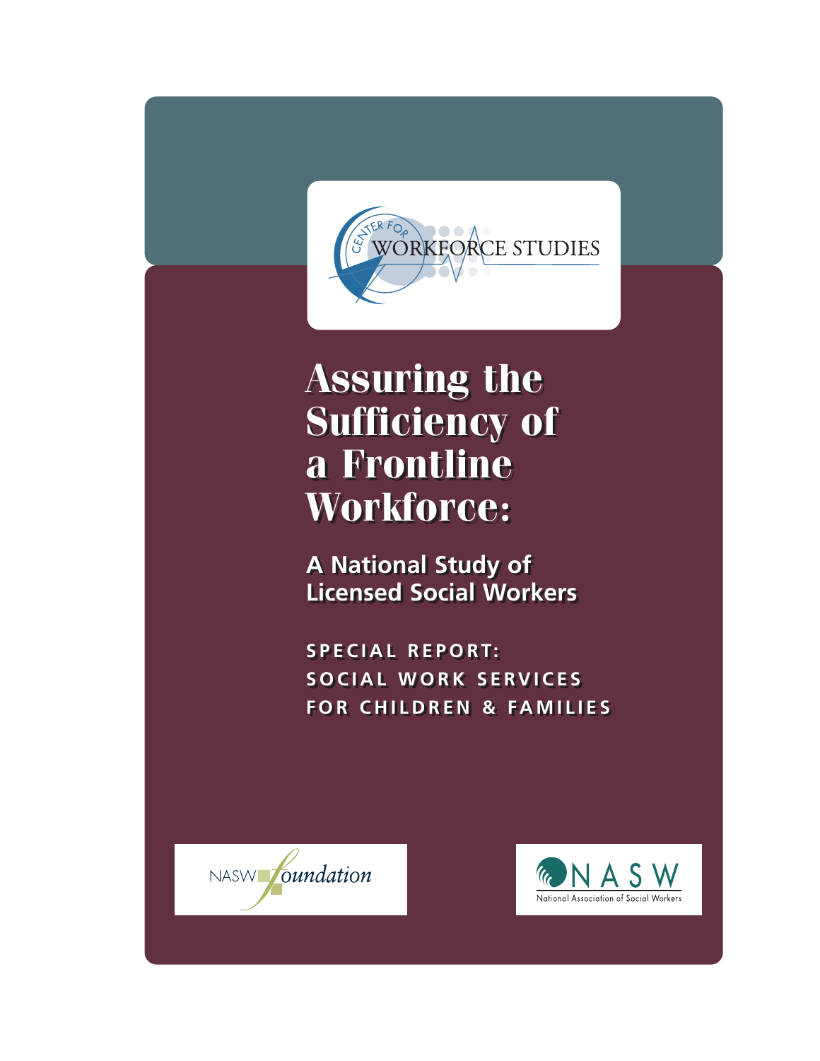CENTER FOR WORKFORCE STUDIES

# Assuring the Sufficiency of a Frontline Workforce:

## A National Study of Licensed Social Workers

### SPECIAL REPORT: SOCIAL WORK SERVICES FOR CHILDREN & FAMILIES

NASW foundation

NASW National Association of Social Workers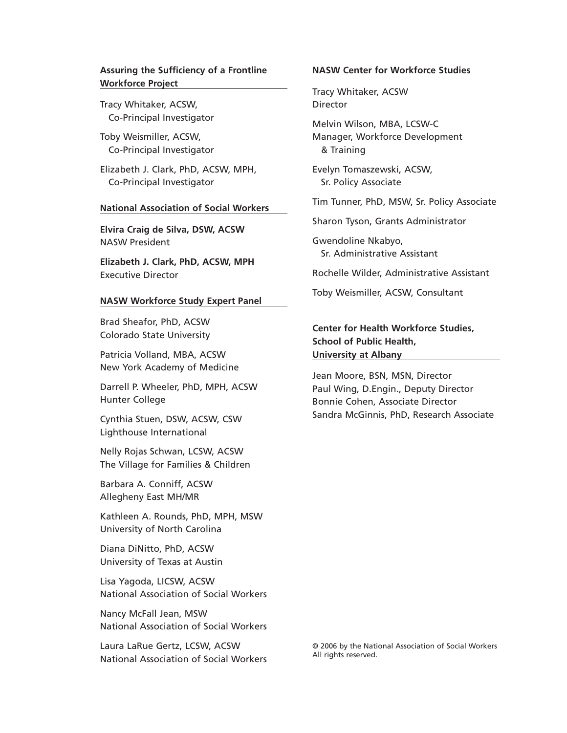**Assuring the Sufficiency of a Frontline Workforce Project**

Tracy Whitaker, ACSW,
Co-Principal Investigator

Toby Weismiller, ACSW,
Co-Principal Investigator

Elizabeth J. Clark, PhD, ACSW, MPH,
Co-Principal Investigator

**National Association of Social Workers**

**Elvira Craig de Silva, DSW, ACSW**
NASW President

**Elizabeth J. Clark, PhD, ACSW, MPH**
Executive Director

**NASW Workforce Study Expert Panel**

Brad Sheafor, PhD, ACSW
Colorado State University

Patricia Volland, MBA, ACSW
New York Academy of Medicine

Darrell P. Wheeler, PhD, MPH, ACSW
Hunter College

Cynthia Stuen, DSW, ACSW, CSW
Lighthouse International

Nelly Rojas Schwan, LCSW, ACSW
The Village for Families & Children

Barbara A. Conniff, ACSW
Allegheny East MH/MR

Kathleen A. Rounds, PhD, MPH, MSW
University of North Carolina

Diana DiNitto, PhD, ACSW
University of Texas at Austin

Lisa Yagoda, LICSW, ACSW
National Association of Social Workers

Nancy McFall Jean, MSW
National Association of Social Workers

Laura LaRue Gertz, LCSW, ACSW
National Association of Social Workers

**NASW Center for Workforce Studies**

Tracy Whitaker, ACSW
Director

Melvin Wilson, MBA, LCSW-C
Manager, Workforce Development & Training

Evelyn Tomaszewski, ACSW,
Sr. Policy Associate

Tim Tunner, PhD, MSW, Sr. Policy Associate

Sharon Tyson, Grants Administrator

Gwendoline Nkabyo,
Sr. Administrative Assistant

Rochelle Wilder, Administrative Assistant

Toby Weismiller, ACSW, Consultant

**Center for Health Workforce Studies, School of Public Health, University at Albany**

Jean Moore, BSN, MSN, Director
Paul Wing, D.Engin., Deputy Director
Bonnie Cohen, Associate Director
Sandra McGinnis, PhD, Research Associate

© 2006 by the National Association of Social Workers
All rights reserved.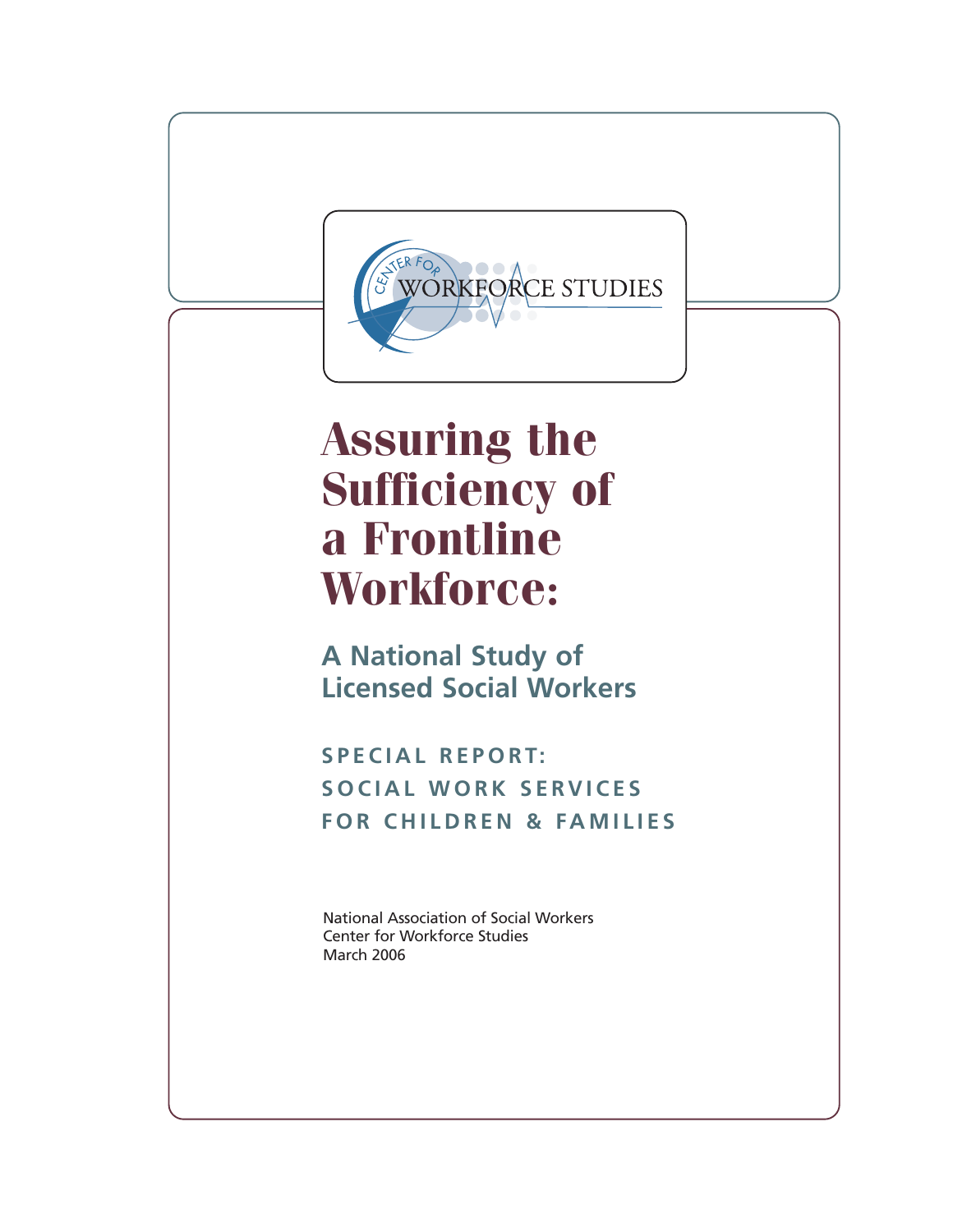CENTER FOR WORKFORCE STUDIES

# Assuring the Sufficiency of a Frontline Workforce:

## A National Study of Licensed Social Workers

### SPECIAL REPORT: SOCIAL WORK SERVICES FOR CHILDREN & FAMILIES

National Association of Social Workers
Center for Workforce Studies
March 2006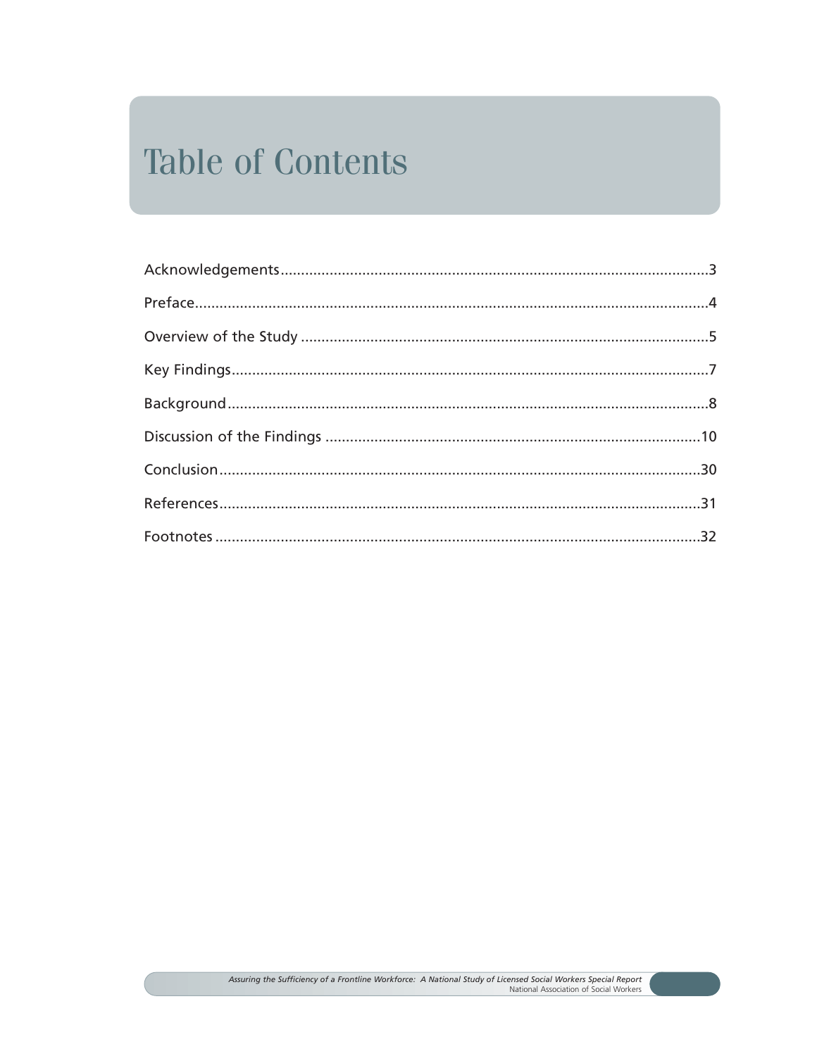# Table of Contents

Acknowledgements......................................................................................................3

Preface......................................................................................................................4

Overview of the Study ..............................................................................................5

Key Findings...............................................................................................................7

Background ...............................................................................................................8

Discussion of the Findings ......................................................................................10

Conclusion...............................................................................................................30

References...............................................................................................................31

Footnotes ................................................................................................................32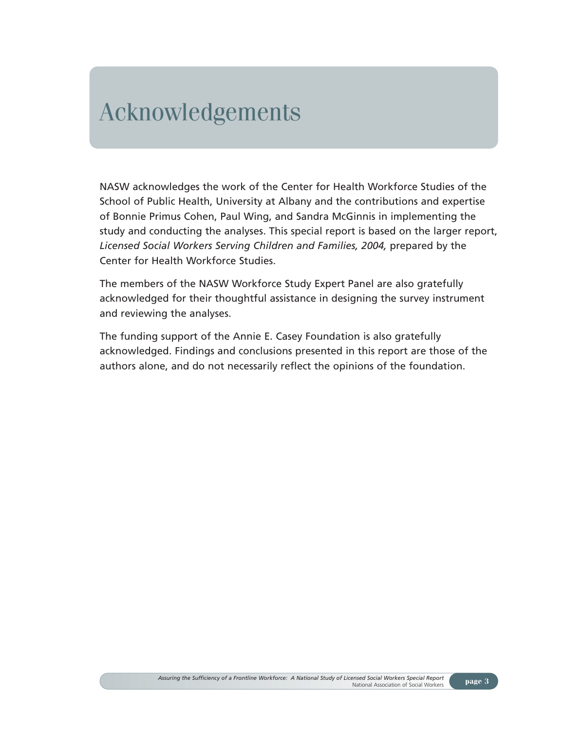# Acknowledgements

NASW acknowledges the work of the Center for Health Workforce Studies of the School of Public Health, University at Albany and the contributions and expertise of Bonnie Primus Cohen, Paul Wing, and Sandra McGinnis in implementing the study and conducting the analyses. This special report is based on the larger report, *Licensed Social Workers Serving Children and Families, 2004,* prepared by the Center for Health Workforce Studies.

The members of the NASW Workforce Study Expert Panel are also gratefully acknowledged for their thoughtful assistance in designing the survey instrument and reviewing the analyses.

The funding support of the Annie E. Casey Foundation is also gratefully acknowledged. Findings and conclusions presented in this report are those of the authors alone, and do not necessarily reflect the opinions of the foundation.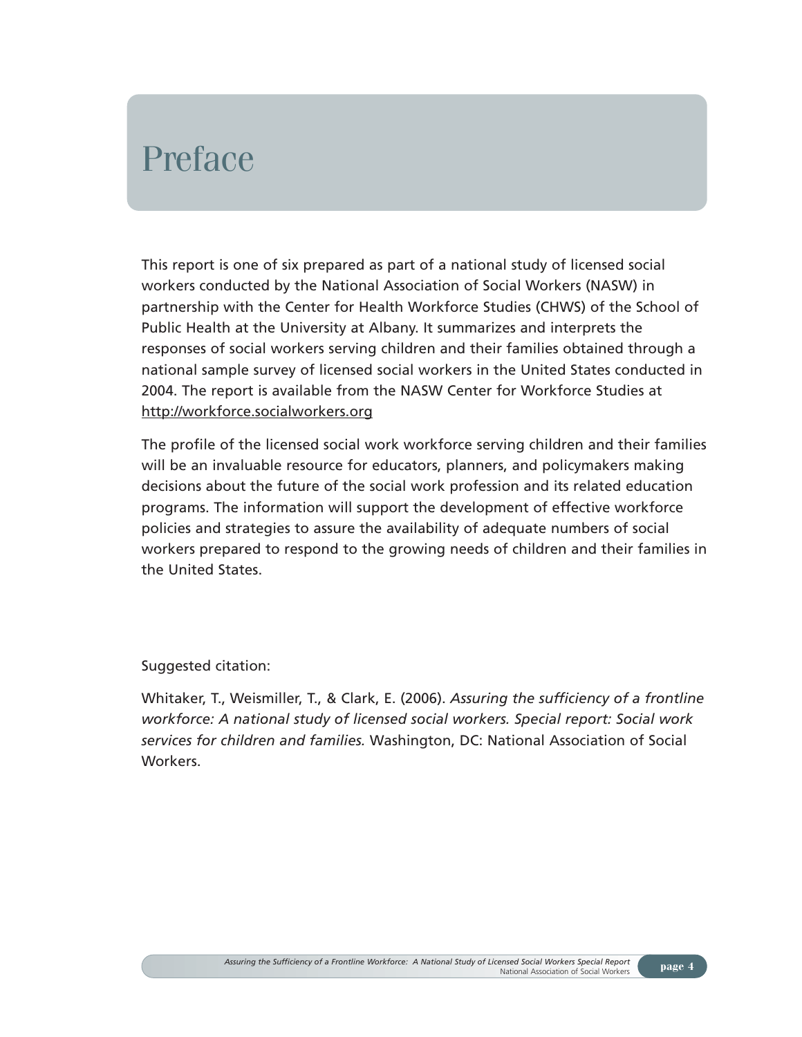# Preface

This report is one of six prepared as part of a national study of licensed social workers conducted by the National Association of Social Workers (NASW) in partnership with the Center for Health Workforce Studies (CHWS) of the School of Public Health at the University at Albany. It summarizes and interprets the responses of social workers serving children and their families obtained through a national sample survey of licensed social workers in the United States conducted in 2004. The report is available from the NASW Center for Workforce Studies at http://workforce.socialworkers.org

The profile of the licensed social work workforce serving children and their families will be an invaluable resource for educators, planners, and policymakers making decisions about the future of the social work profession and its related education programs. The information will support the development of effective workforce policies and strategies to assure the availability of adequate numbers of social workers prepared to respond to the growing needs of children and their families in the United States.

Suggested citation:

Whitaker, T., Weismiller, T., & Clark, E. (2006). *Assuring the sufficiency of a frontline workforce: A national study of licensed social workers. Special report: Social work services for children and families.* Washington, DC: National Association of Social Workers.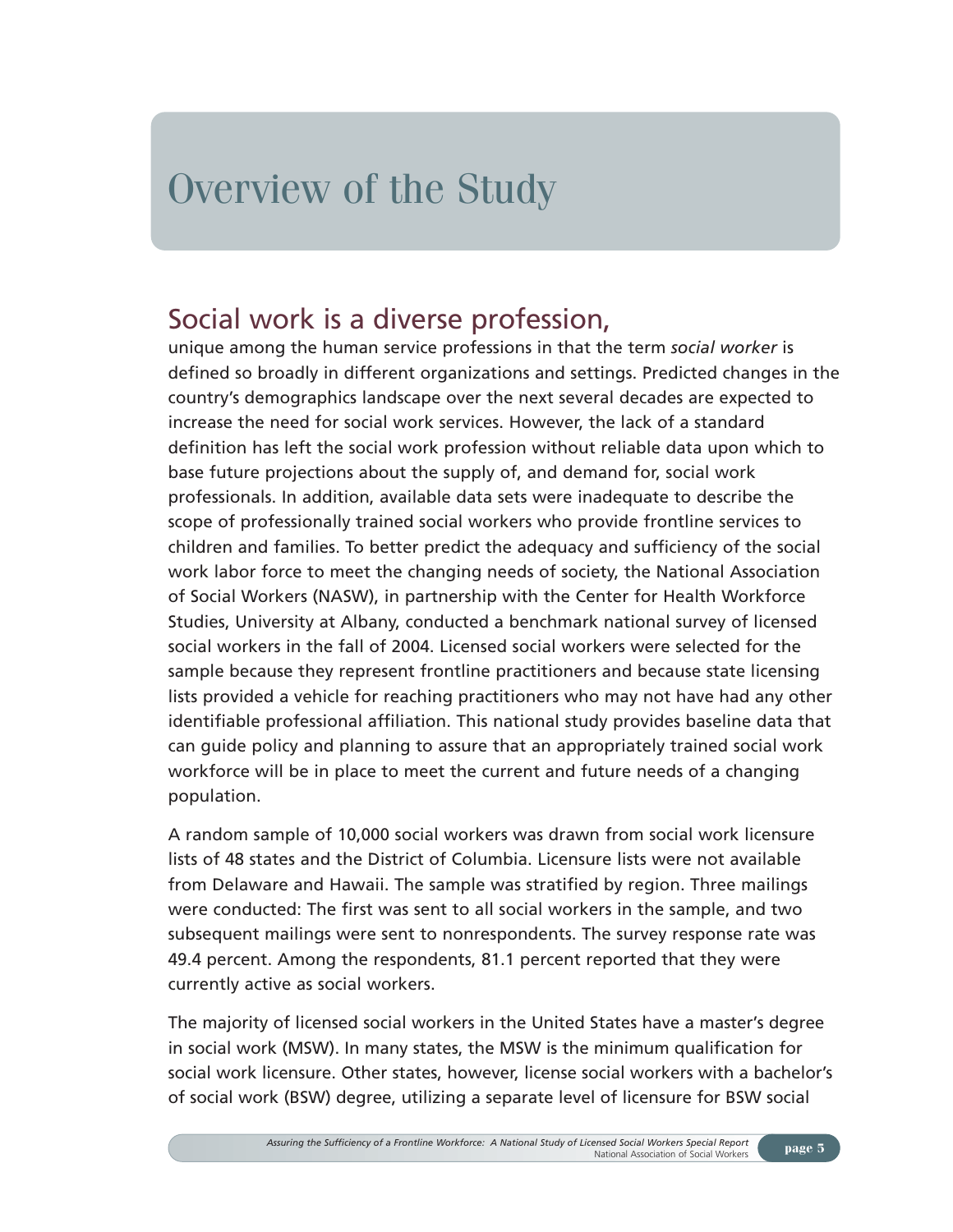# Overview of the Study

## Social work is a diverse profession,

unique among the human service professions in that the term *social worker* is defined so broadly in different organizations and settings. Predicted changes in the country's demographics landscape over the next several decades are expected to increase the need for social work services. However, the lack of a standard definition has left the social work profession without reliable data upon which to base future projections about the supply of, and demand for, social work professionals. In addition, available data sets were inadequate to describe the scope of professionally trained social workers who provide frontline services to children and families. To better predict the adequacy and sufficiency of the social work labor force to meet the changing needs of society, the National Association of Social Workers (NASW), in partnership with the Center for Health Workforce Studies, University at Albany, conducted a benchmark national survey of licensed social workers in the fall of 2004. Licensed social workers were selected for the sample because they represent frontline practitioners and because state licensing lists provided a vehicle for reaching practitioners who may not have had any other identifiable professional affiliation. This national study provides baseline data that can guide policy and planning to assure that an appropriately trained social work workforce will be in place to meet the current and future needs of a changing population.

A random sample of 10,000 social workers was drawn from social work licensure lists of 48 states and the District of Columbia. Licensure lists were not available from Delaware and Hawaii. The sample was stratified by region. Three mailings were conducted: The first was sent to all social workers in the sample, and two subsequent mailings were sent to nonrespondents. The survey response rate was 49.4 percent. Among the respondents, 81.1 percent reported that they were currently active as social workers.

The majority of licensed social workers in the United States have a master's degree in social work (MSW). In many states, the MSW is the minimum qualification for social work licensure. Other states, however, license social workers with a bachelor's of social work (BSW) degree, utilizing a separate level of licensure for BSW social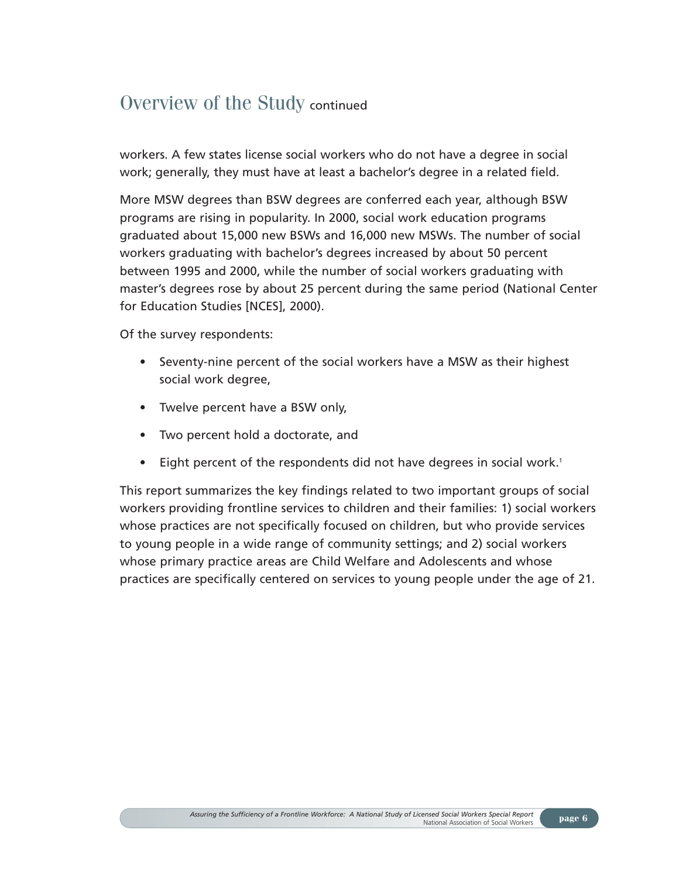## Overview of the Study continued

workers. A few states license social workers who do not have a degree in social work; generally, they must have at least a bachelor's degree in a related field.

More MSW degrees than BSW degrees are conferred each year, although BSW programs are rising in popularity. In 2000, social work education programs graduated about 15,000 new BSWs and 16,000 new MSWs. The number of social workers graduating with bachelor's degrees increased by about 50 percent between 1995 and 2000, while the number of social workers graduating with master's degrees rose by about 25 percent during the same period (National Center for Education Studies [NCES], 2000).

Of the survey respondents:

- Seventy-nine percent of the social workers have a MSW as their highest social work degree,
- Twelve percent have a BSW only,
- Two percent hold a doctorate, and
- Eight percent of the respondents did not have degrees in social work.[1]

This report summarizes the key findings related to two important groups of social workers providing frontline services to children and their families: 1) social workers whose practices are not specifically focused on children, but who provide services to young people in a wide range of community settings; and 2) social workers whose primary practice areas are Child Welfare and Adolescents and whose practices are specifically centered on services to young people under the age of 21.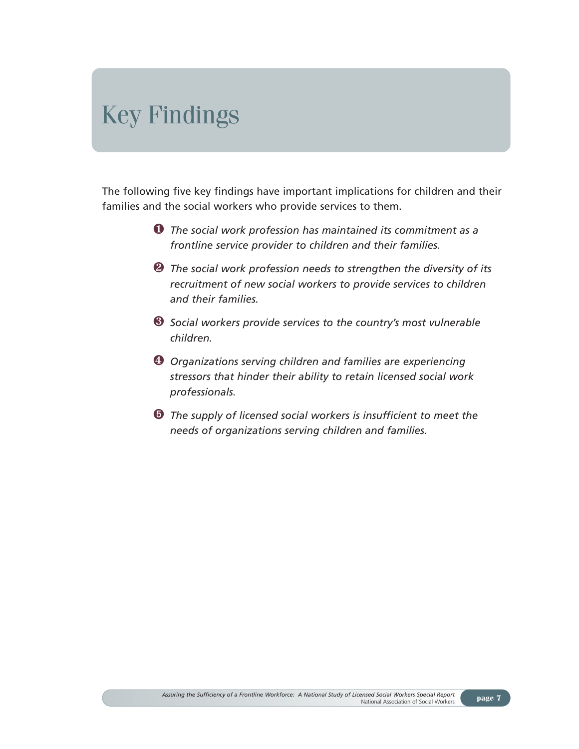# Key Findings

The following five key findings have important implications for children and their families and the social workers who provide services to them.

1. *The social work profession has maintained its commitment as a frontline service provider to children and their families.*
2. *The social work profession needs to strengthen the diversity of its recruitment of new social workers to provide services to children and their families.*
3. *Social workers provide services to the country's most vulnerable children.*
4. *Organizations serving children and families are experiencing stressors that hinder their ability to retain licensed social work professionals.*
5. *The supply of licensed social workers is insufficient to meet the needs of organizations serving children and families.*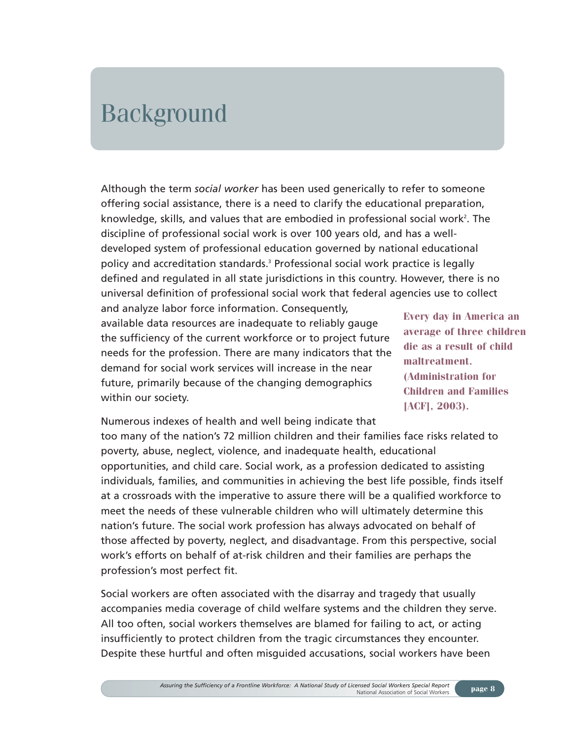# Background

Although the term *social worker* has been used generically to refer to someone offering social assistance, there is a need to clarify the educational preparation, knowledge, skills, and values that are embodied in professional social work[2]. The discipline of professional social work is over 100 years old, and has a well-developed system of professional education governed by national educational policy and accreditation standards.[3] Professional social work practice is legally defined and regulated in all state jurisdictions in this country. However, there is no universal definition of professional social work that federal agencies use to collect and analyze labor force information. Consequently, available data resources are inadequate to reliably gauge the sufficiency of the current workforce or to project future needs for the profession. There are many indicators that the demand for social work services will increase in the near future, primarily because of the changing demographics within our society.

**Every day in America an average of three children die as a result of child maltreatment. (Administration for Children and Families [ACF], 2003).**

Numerous indexes of health and well being indicate that too many of the nation's 72 million children and their families face risks related to poverty, abuse, neglect, violence, and inadequate health, educational opportunities, and child care. Social work, as a profession dedicated to assisting individuals, families, and communities in achieving the best life possible, finds itself at a crossroads with the imperative to assure there will be a qualified workforce to meet the needs of these vulnerable children who will ultimately determine this nation's future. The social work profession has always advocated on behalf of those affected by poverty, neglect, and disadvantage. From this perspective, social work's efforts on behalf of at-risk children and their families are perhaps the profession's most perfect fit.

Social workers are often associated with the disarray and tragedy that usually accompanies media coverage of child welfare systems and the children they serve. All too often, social workers themselves are blamed for failing to act, or acting insufficiently to protect children from the tragic circumstances they encounter. Despite these hurtful and often misguided accusations, social workers have been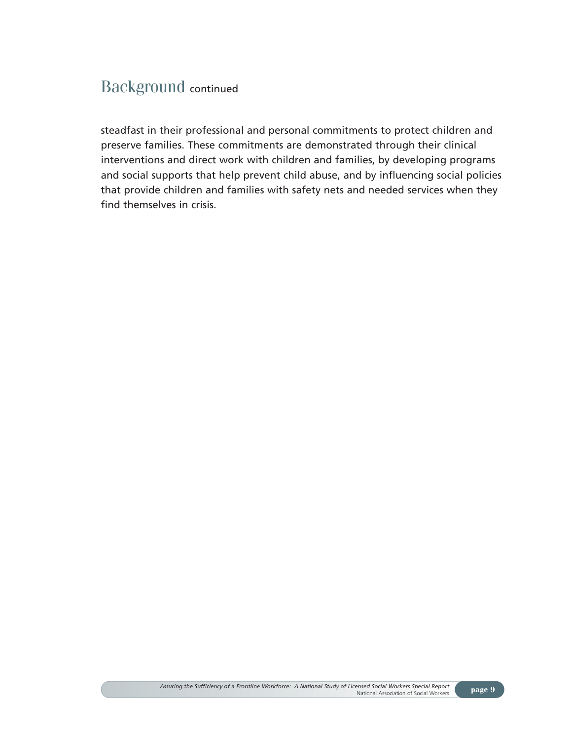## Background continued

steadfast in their professional and personal commitments to protect children and preserve families. These commitments are demonstrated through their clinical interventions and direct work with children and families, by developing programs and social supports that help prevent child abuse, and by influencing social policies that provide children and families with safety nets and needed services when they find themselves in crisis.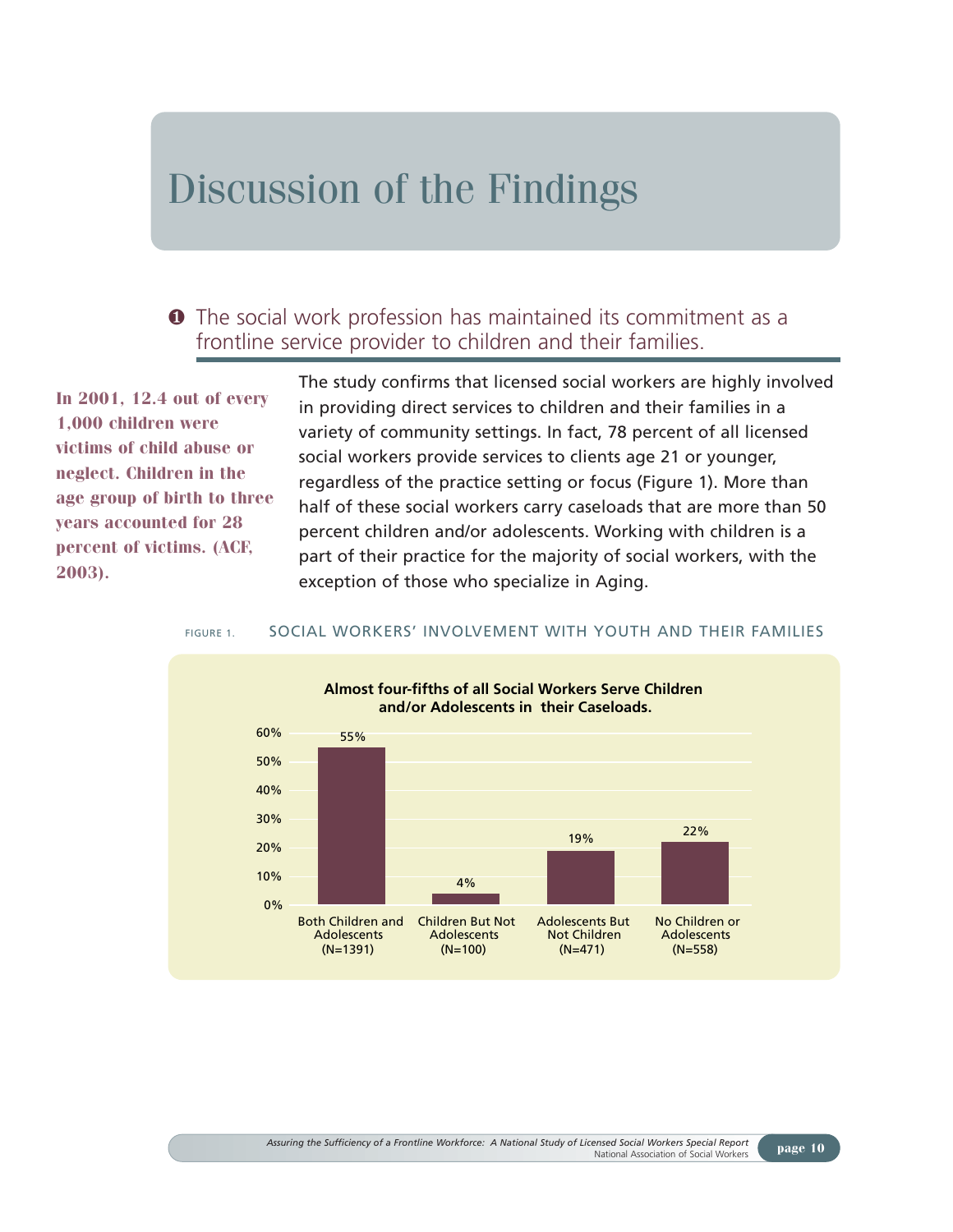# Discussion of the Findings

## ❶ The social work profession has maintained its commitment as a frontline service provider to children and their families.

**In 2001, 12.4 out of every 1,000 children were victims of child abuse or neglect. Children in the age group of birth to three years accounted for 28 percent of victims. (ACF, 2003).**

The study confirms that licensed social workers are highly involved in providing direct services to children and their families in a variety of community settings. In fact, 78 percent of all licensed social workers provide services to clients age 21 or younger, regardless of the practice setting or focus (Figure 1). More than half of these social workers carry caseloads that are more than 50 percent children and/or adolescents. Working with children is a part of their practice for the majority of social workers, with the exception of those who specialize in Aging.

FIGURE 1. SOCIAL WORKERS' INVOLVEMENT WITH YOUTH AND THEIR FAMILIES

**Almost four-fifths of all Social Workers Serve Children and/or Adolescents in their Caseloads.**

| Category | Percent |
|---|---|
| Both Children and Adolescents (N=1391) | 55% |
| Children But Not Adolescents (N=100) | 4% |
| Adolescents But Not Children (N=471) | 19% |
| No Children or Adolescents (N=558) | 22% |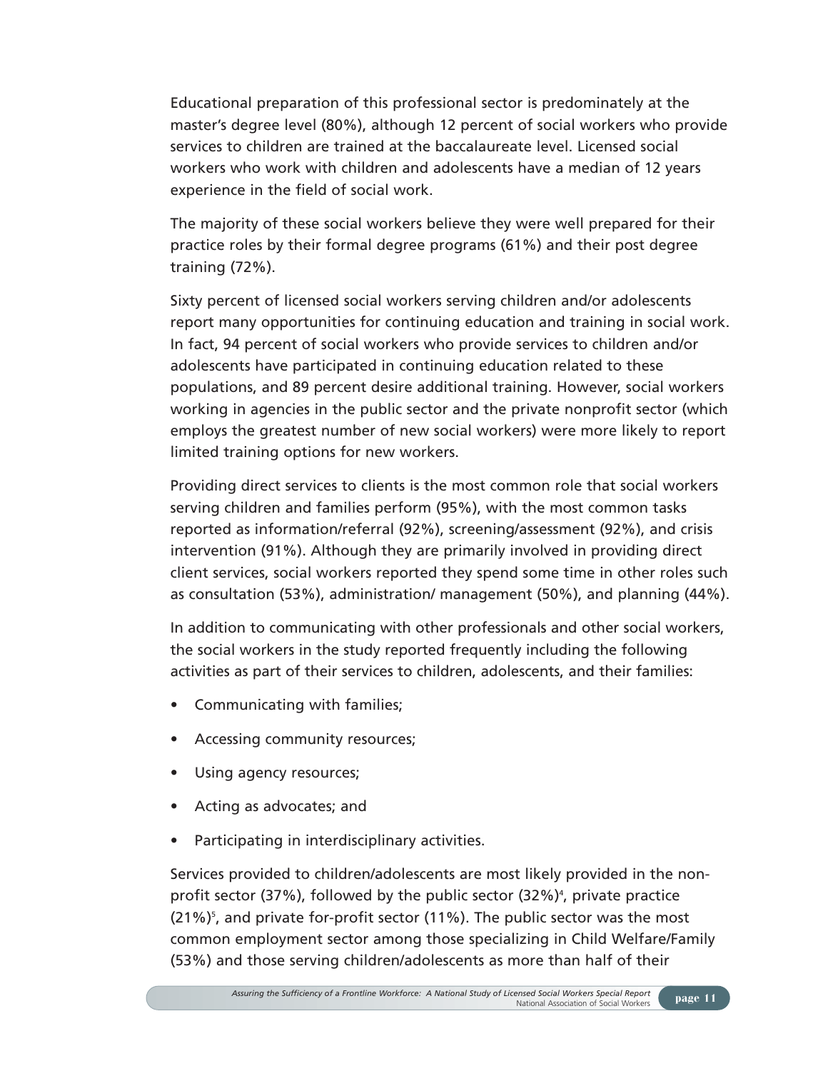Educational preparation of this professional sector is predominately at the master's degree level (80%), although 12 percent of social workers who provide services to children are trained at the baccalaureate level. Licensed social workers who work with children and adolescents have a median of 12 years experience in the field of social work.

The majority of these social workers believe they were well prepared for their practice roles by their formal degree programs (61%) and their post degree training (72%).

Sixty percent of licensed social workers serving children and/or adolescents report many opportunities for continuing education and training in social work. In fact, 94 percent of social workers who provide services to children and/or adolescents have participated in continuing education related to these populations, and 89 percent desire additional training. However, social workers working in agencies in the public sector and the private nonprofit sector (which employs the greatest number of new social workers) were more likely to report limited training options for new workers.

Providing direct services to clients is the most common role that social workers serving children and families perform (95%), with the most common tasks reported as information/referral (92%), screening/assessment (92%), and crisis intervention (91%). Although they are primarily involved in providing direct client services, social workers reported they spend some time in other roles such as consultation (53%), administration/ management (50%), and planning (44%).

In addition to communicating with other professionals and other social workers, the social workers in the study reported frequently including the following activities as part of their services to children, adolescents, and their families:

- Communicating with families;
- Accessing community resources;
- Using agency resources;
- Acting as advocates; and
- Participating in interdisciplinary activities.

Services provided to children/adolescents are most likely provided in the non-profit sector (37%), followed by the public sector (32%)[4], private practice (21%)[5], and private for-profit sector (11%). The public sector was the most common employment sector among those specializing in Child Welfare/Family (53%) and those serving children/adolescents as more than half of their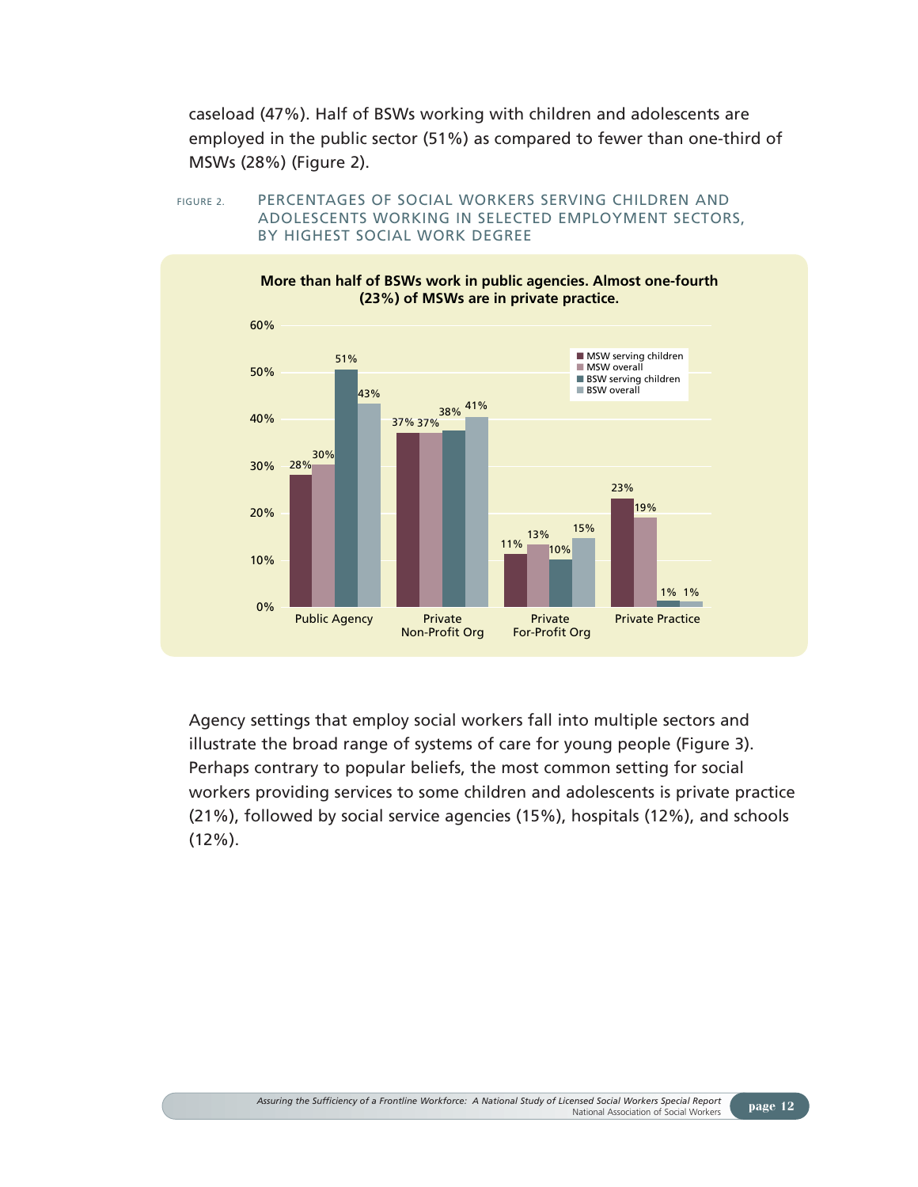caseload (47%). Half of BSWs working with children and adolescents are employed in the public sector (51%) as compared to fewer than one-third of MSWs (28%) (Figure 2).

FIGURE 2. PERCENTAGES OF SOCIAL WORKERS SERVING CHILDREN AND ADOLESCENTS WORKING IN SELECTED EMPLOYMENT SECTORS, BY HIGHEST SOCIAL WORK DEGREE

**More than half of BSWs work in public agencies. Almost one-fourth (23%) of MSWs are in private practice.**

| | MSW serving children | MSW overall | BSW serving children | BSW overall |
|---|---|---|---|---|
| Public Agency | 28% | 30% | 51% | 43% |
| Private Non-Profit Org | 37% | 37% | 38% | 41% |
| Private For-Profit Org | 11% | 13% | 10% | 15% |
| Private Practice | 23% | 19% | 1% | 1% |

Agency settings that employ social workers fall into multiple sectors and illustrate the broad range of systems of care for young people (Figure 3). Perhaps contrary to popular beliefs, the most common setting for social workers providing services to some children and adolescents is private practice (21%), followed by social service agencies (15%), hospitals (12%), and schools (12%).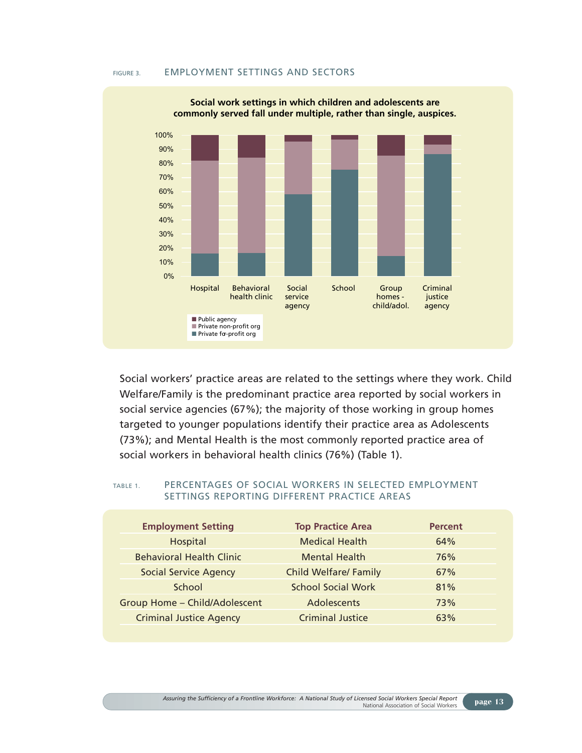FIGURE 3. EMPLOYMENT SETTINGS AND SECTORS

**Social work settings in which children and adolescents are commonly served fall under multiple, rather than single, auspices.**

Social workers' practice areas are related to the settings where they work. Child Welfare/Family is the predominant practice area reported by social workers in social service agencies (67%); the majority of those working in group homes targeted to younger populations identify their practice area as Adolescents (73%); and Mental Health is the most commonly reported practice area of social workers in behavioral health clinics (76%) (Table 1).

TABLE 1. PERCENTAGES OF SOCIAL WORKERS IN SELECTED EMPLOYMENT SETTINGS REPORTING DIFFERENT PRACTICE AREAS

| Employment Setting | Top Practice Area | Percent |
|---|---|---|
| Hospital | Medical Health | 64% |
| Behavioral Health Clinic | Mental Health | 76% |
| Social Service Agency | Child Welfare/ Family | 67% |
| School | School Social Work | 81% |
| Group Home – Child/Adolescent | Adolescents | 73% |
| Criminal Justice Agency | Criminal Justice | 63% |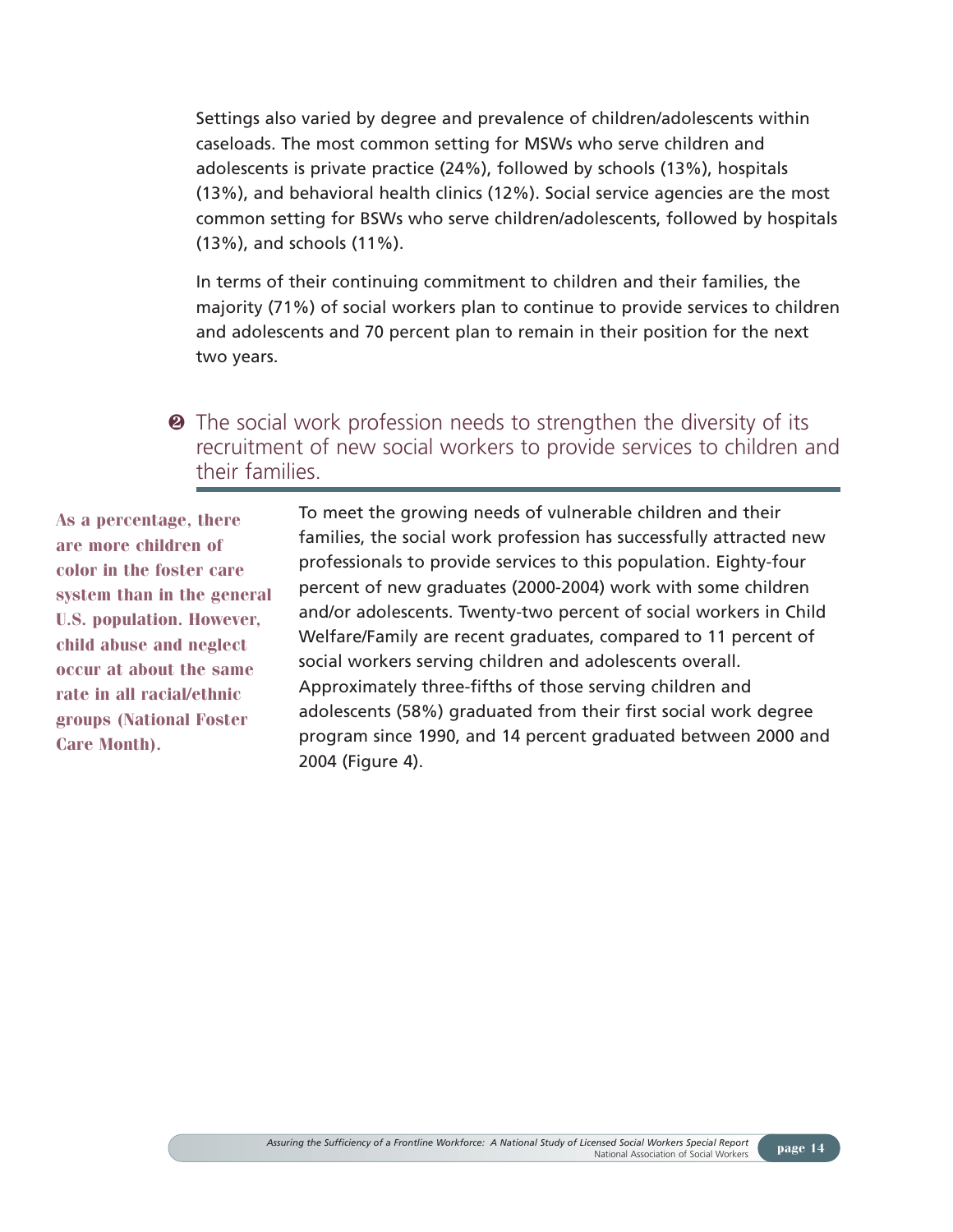Settings also varied by degree and prevalence of children/adolescents within caseloads. The most common setting for MSWs who serve children and adolescents is private practice (24%), followed by schools (13%), hospitals (13%), and behavioral health clinics (12%). Social service agencies are the most common setting for BSWs who serve children/adolescents, followed by hospitals (13%), and schools (11%).

In terms of their continuing commitment to children and their families, the majority (71%) of social workers plan to continue to provide services to children and adolescents and 70 percent plan to remain in their position for the next two years.

## ❷ The social work profession needs to strengthen the diversity of its recruitment of new social workers to provide services to children and their families.

**As a percentage, there are more children of color in the foster care system than in the general U.S. population. However, child abuse and neglect occur at about the same rate in all racial/ethnic groups (National Foster Care Month).**

To meet the growing needs of vulnerable children and their families, the social work profession has successfully attracted new professionals to provide services to this population. Eighty-four percent of new graduates (2000-2004) work with some children and/or adolescents. Twenty-two percent of social workers in Child Welfare/Family are recent graduates, compared to 11 percent of social workers serving children and adolescents overall. Approximately three-fifths of those serving children and adolescents (58%) graduated from their first social work degree program since 1990, and 14 percent graduated between 2000 and 2004 (Figure 4).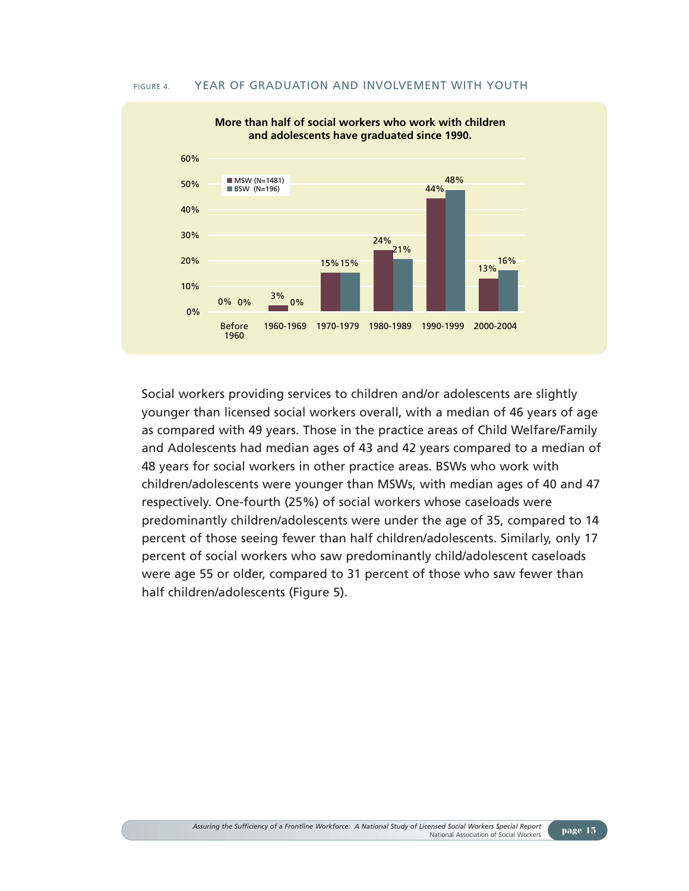FIGURE 4. YEAR OF GRADUATION AND INVOLVEMENT WITH YOUTH

**More than half of social workers who work with children and adolescents have graduated since 1990.**

| Year of Graduation | MSW (N=1481) | BSW (N=196) |
|---|---|---|
| Before 1960 | 0% | 0% |
| 1960-1969 | 3% | 0% |
| 1970-1979 | 15% | 15% |
| 1980-1989 | 24% | 21% |
| 1990-1999 | 44% | 48% |
| 2000-2004 | 13% | 16% |

Social workers providing services to children and/or adolescents are slightly younger than licensed social workers overall, with a median of 46 years of age as compared with 49 years. Those in the practice areas of Child Welfare/Family and Adolescents had median ages of 43 and 42 years compared to a median of 48 years for social workers in other practice areas. BSWs who work with children/adolescents were younger than MSWs, with median ages of 40 and 47 respectively. One-fourth (25%) of social workers whose caseloads were predominantly children/adolescents were under the age of 35, compared to 14 percent of those seeing fewer than half children/adolescents. Similarly, only 17 percent of social workers who saw predominantly child/adolescent caseloads were age 55 or older, compared to 31 percent of those who saw fewer than half children/adolescents (Figure 5).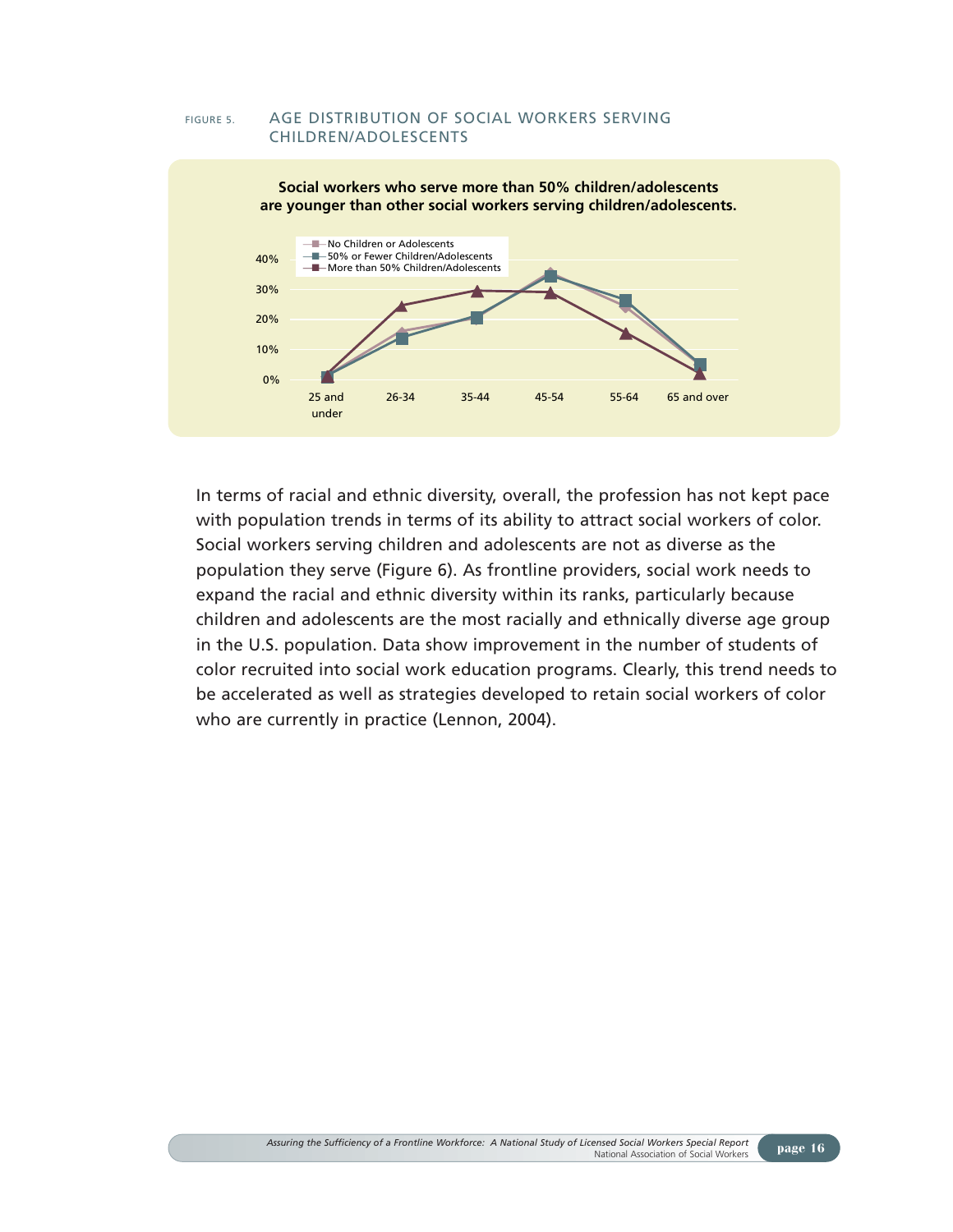FIGURE 5. AGE DISTRIBUTION OF SOCIAL WORKERS SERVING CHILDREN/ADOLESCENTS

**Social workers who serve more than 50% children/adolescents are younger than other social workers serving children/adolescents.**

In terms of racial and ethnic diversity, overall, the profession has not kept pace with population trends in terms of its ability to attract social workers of color. Social workers serving children and adolescents are not as diverse as the population they serve (Figure 6). As frontline providers, social work needs to expand the racial and ethnic diversity within its ranks, particularly because children and adolescents are the most racially and ethnically diverse age group in the U.S. population. Data show improvement in the number of students of color recruited into social work education programs. Clearly, this trend needs to be accelerated as well as strategies developed to retain social workers of color who are currently in practice (Lennon, 2004).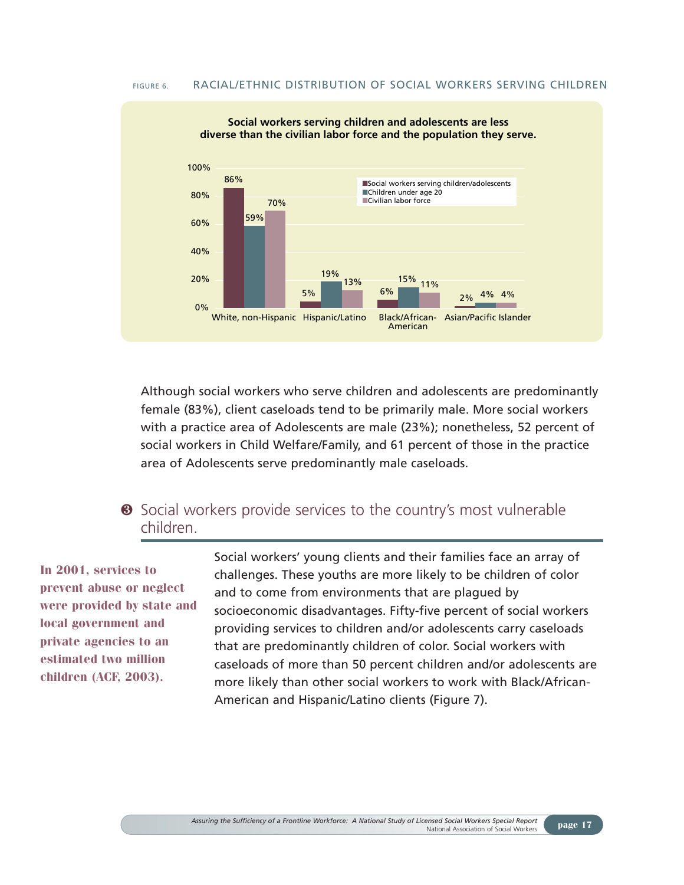FIGURE 6. RACIAL/ETHNIC DISTRIBUTION OF SOCIAL WORKERS SERVING CHILDREN

**Social workers serving children and adolescents are less diverse than the civilian labor force and the population they serve.**

| | Social workers serving children/adolescents | Children under age 20 | Civilian labor force |
|---|---|---|---|
| White, non-Hispanic | 86% | 59% | 70% |
| Hispanic/Latino | 5% | 19% | 13% |
| Black/African-American | 6% | 15% | 11% |
| Asian/Pacific Islander | 2% | 4% | 4% |

Although social workers who serve children and adolescents are predominantly female (83%), client caseloads tend to be primarily male. More social workers with a practice area of Adolescents are male (23%); nonetheless, 52 percent of social workers in Child Welfare/Family, and 61 percent of those in the practice area of Adolescents serve predominantly male caseloads.

## ❸ Social workers provide services to the country's most vulnerable children.

**In 2001, services to prevent abuse or neglect were provided by state and local government and private agencies to an estimated two million children (ACF, 2003).**

Social workers' young clients and their families face an array of challenges. These youths are more likely to be children of color and to come from environments that are plagued by socioeconomic disadvantages. Fifty-five percent of social workers providing services to children and/or adolescents carry caseloads that are predominantly children of color. Social workers with caseloads of more than 50 percent children and/or adolescents are more likely than other social workers to work with Black/African-American and Hispanic/Latino clients (Figure 7).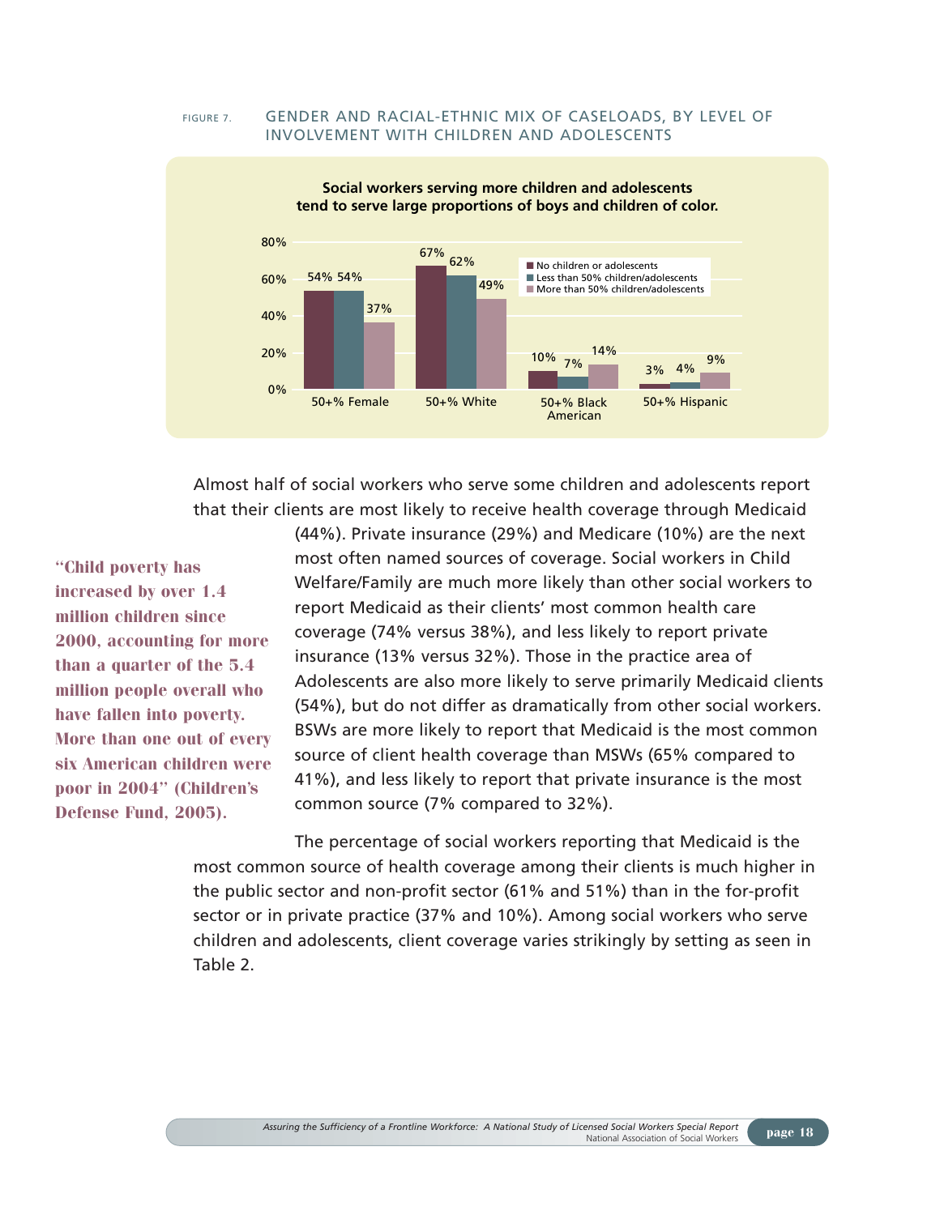FIGURE 7. GENDER AND RACIAL-ETHNIC MIX OF CASELOADS, BY LEVEL OF INVOLVEMENT WITH CHILDREN AND ADOLESCENTS

**Social workers serving more children and adolescents tend to serve large proportions of boys and children of color.**

| | No children or adolescents | Less than 50% children/adolescents | More than 50% children/adolescents |
|---|---|---|---|
| 50+% Female | 54% | 54% | 37% |
| 50+% White | 67% | 62% | 49% |
| 50+% Black American | 10% | 7% | 14% |
| 50+% Hispanic | 3% | 4% | 9% |

Almost half of social workers who serve some children and adolescents report that their clients are most likely to receive health coverage through Medicaid (44%). Private insurance (29%) and Medicare (10%) are the next most often named sources of coverage. Social workers in Child Welfare/Family are much more likely than other social workers to report Medicaid as their clients' most common health care coverage (74% versus 38%), and less likely to report private insurance (13% versus 32%). Those in the practice area of Adolescents are also more likely to serve primarily Medicaid clients (54%), but do not differ as dramatically from other social workers. BSWs are more likely to report that Medicaid is the most common source of client health coverage than MSWs (65% compared to 41%), and less likely to report that private insurance is the most common source (7% compared to 32%).

> **"Child poverty has increased by over 1.4 million children since 2000, accounting for more than a quarter of the 5.4 million people overall who have fallen into poverty. More than one out of every six American children were poor in 2004" (Children's Defense Fund, 2005).**

The percentage of social workers reporting that Medicaid is the most common source of health coverage among their clients is much higher in the public sector and non-profit sector (61% and 51%) than in the for-profit sector or in private practice (37% and 10%). Among social workers who serve children and adolescents, client coverage varies strikingly by setting as seen in Table 2.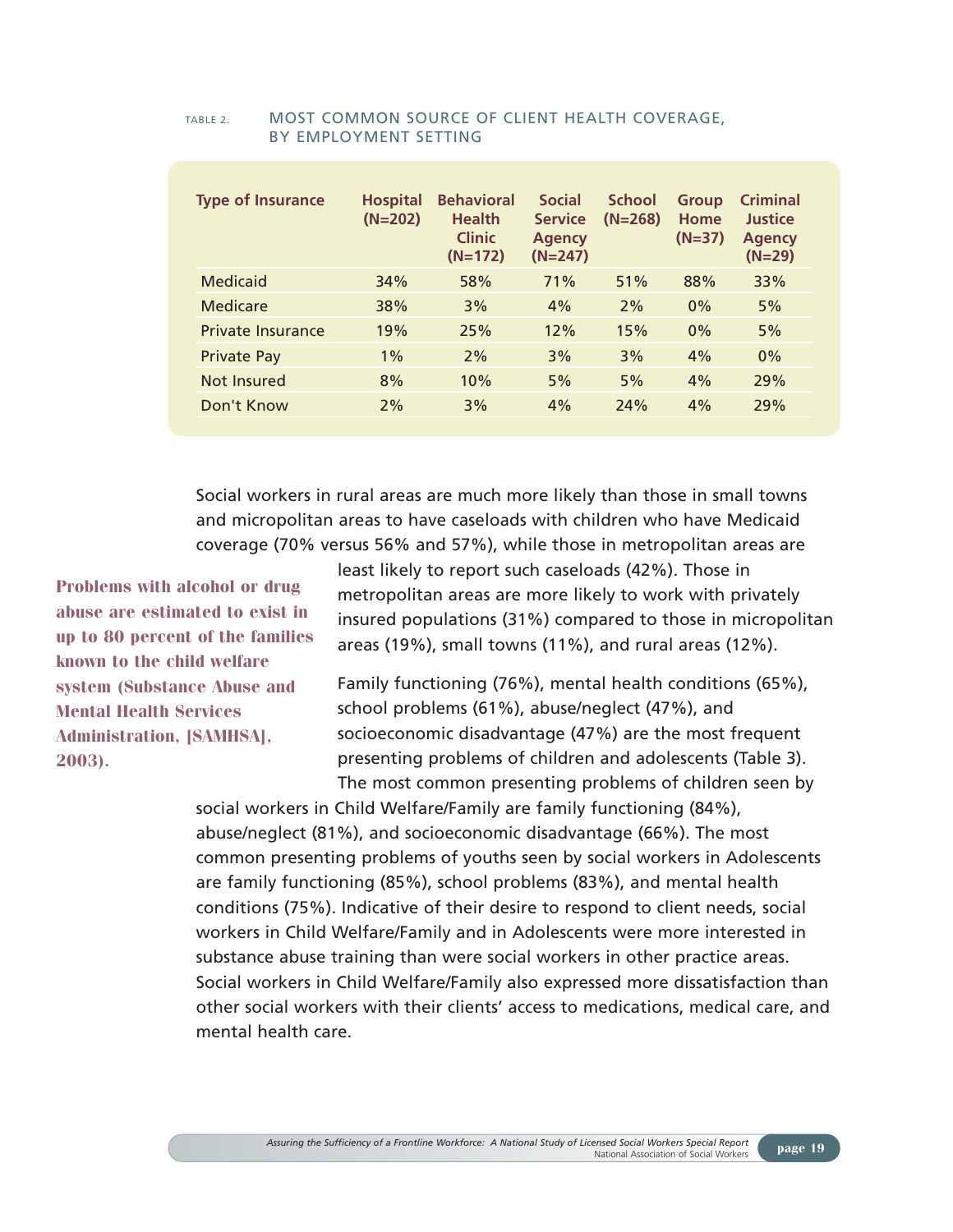TABLE 2. MOST COMMON SOURCE OF CLIENT HEALTH COVERAGE, BY EMPLOYMENT SETTING

| Type of Insurance | Hospital (N=202) | Behavioral Health Clinic (N=172) | Social Service Agency (N=247) | School (N=268) | Group Home (N=37) | Criminal Justice Agency (N=29) |
|---|---|---|---|---|---|---|
| Medicaid | 34% | 58% | 71% | 51% | 88% | 33% |
| Medicare | 38% | 3% | 4% | 2% | 0% | 5% |
| Private Insurance | 19% | 25% | 12% | 15% | 0% | 5% |
| Private Pay | 1% | 2% | 3% | 3% | 4% | 0% |
| Not Insured | 8% | 10% | 5% | 5% | 4% | 29% |
| Don't Know | 2% | 3% | 4% | 24% | 4% | 29% |

Social workers in rural areas are much more likely than those in small towns and micropolitan areas to have caseloads with children who have Medicaid coverage (70% versus 56% and 57%), while those in metropolitan areas are least likely to report such caseloads (42%). Those in metropolitan areas are more likely to work with privately insured populations (31%) compared to those in micropolitan areas (19%), small towns (11%), and rural areas (12%).

**Problems with alcohol or drug abuse are estimated to exist in up to 80 percent of the families known to the child welfare system (Substance Abuse and Mental Health Services Administration, [SAMHSA], 2003).**

Family functioning (76%), mental health conditions (65%), school problems (61%), abuse/neglect (47%), and socioeconomic disadvantage (47%) are the most frequent presenting problems of children and adolescents (Table 3). The most common presenting problems of children seen by social workers in Child Welfare/Family are family functioning (84%), abuse/neglect (81%), and socioeconomic disadvantage (66%). The most common presenting problems of youths seen by social workers in Adolescents are family functioning (85%), school problems (83%), and mental health conditions (75%). Indicative of their desire to respond to client needs, social workers in Child Welfare/Family and in Adolescents were more interested in substance abuse training than were social workers in other practice areas. Social workers in Child Welfare/Family also expressed more dissatisfaction than other social workers with their clients' access to medications, medical care, and mental health care.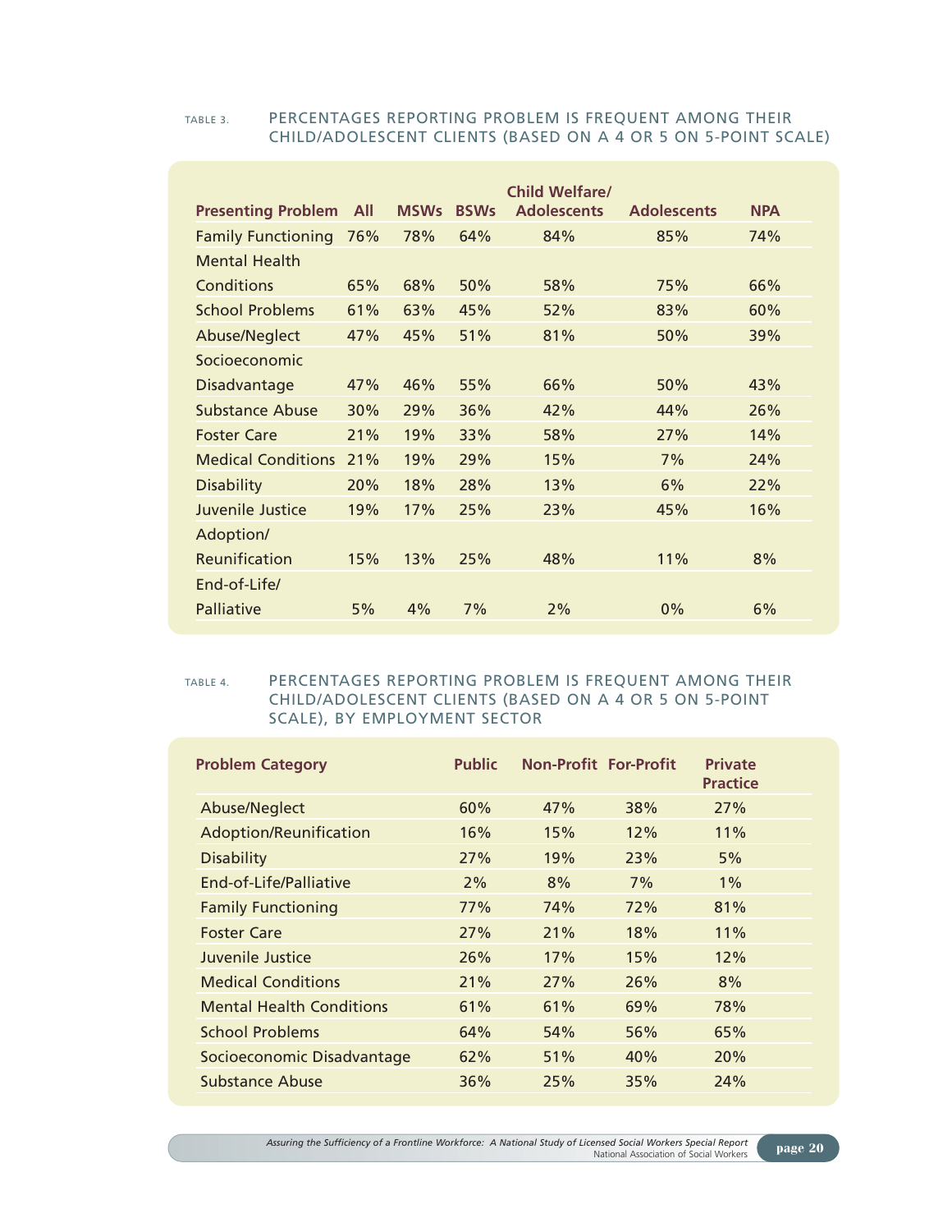TABLE 3. PERCENTAGES REPORTING PROBLEM IS FREQUENT AMONG THEIR CHILD/ADOLESCENT CLIENTS (BASED ON A 4 OR 5 ON 5-POINT SCALE)

| Presenting Problem | All | MSWs | BSWs | Child Welfare/ Adolescents | Adolescents | NPA |
|---|---|---|---|---|---|---|
| Family Functioning | 76% | 78% | 64% | 84% | 85% | 74% |
| Mental Health Conditions | 65% | 68% | 50% | 58% | 75% | 66% |
| School Problems | 61% | 63% | 45% | 52% | 83% | 60% |
| Abuse/Neglect | 47% | 45% | 51% | 81% | 50% | 39% |
| Socioeconomic Disadvantage | 47% | 46% | 55% | 66% | 50% | 43% |
| Substance Abuse | 30% | 29% | 36% | 42% | 44% | 26% |
| Foster Care | 21% | 19% | 33% | 58% | 27% | 14% |
| Medical Conditions | 21% | 19% | 29% | 15% | 7% | 24% |
| Disability | 20% | 18% | 28% | 13% | 6% | 22% |
| Juvenile Justice | 19% | 17% | 25% | 23% | 45% | 16% |
| Adoption/ Reunification | 15% | 13% | 25% | 48% | 11% | 8% |
| End-of-Life/ Palliative | 5% | 4% | 7% | 2% | 0% | 6% |

TABLE 4. PERCENTAGES REPORTING PROBLEM IS FREQUENT AMONG THEIR CHILD/ADOLESCENT CLIENTS (BASED ON A 4 OR 5 ON 5-POINT SCALE), BY EMPLOYMENT SECTOR

| Problem Category | Public | Non-Profit | For-Profit | Private Practice |
|---|---|---|---|---|
| Abuse/Neglect | 60% | 47% | 38% | 27% |
| Adoption/Reunification | 16% | 15% | 12% | 11% |
| Disability | 27% | 19% | 23% | 5% |
| End-of-Life/Palliative | 2% | 8% | 7% | 1% |
| Family Functioning | 77% | 74% | 72% | 81% |
| Foster Care | 27% | 21% | 18% | 11% |
| Juvenile Justice | 26% | 17% | 15% | 12% |
| Medical Conditions | 21% | 27% | 26% | 8% |
| Mental Health Conditions | 61% | 61% | 69% | 78% |
| School Problems | 64% | 54% | 56% | 65% |
| Socioeconomic Disadvantage | 62% | 51% | 40% | 20% |
| Substance Abuse | 36% | 25% | 35% | 24% |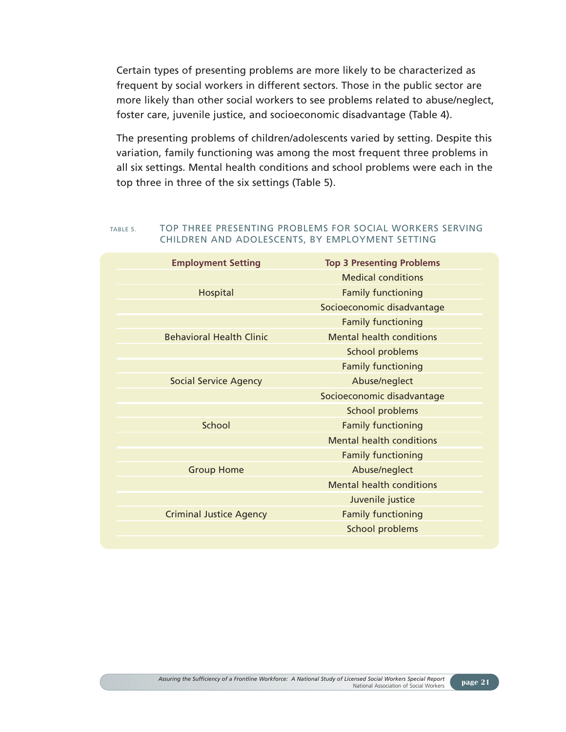Certain types of presenting problems are more likely to be characterized as frequent by social workers in different sectors. Those in the public sector are more likely than other social workers to see problems related to abuse/neglect, foster care, juvenile justice, and socioeconomic disadvantage (Table 4).

The presenting problems of children/adolescents varied by setting. Despite this variation, family functioning was among the most frequent three problems in all six settings. Mental health conditions and school problems were each in the top three in three of the six settings (Table 5).

TABLE 5. TOP THREE PRESENTING PROBLEMS FOR SOCIAL WORKERS SERVING CHILDREN AND ADOLESCENTS, BY EMPLOYMENT SETTING

| Employment Setting | Top 3 Presenting Problems |
|---|---|
| | Medical conditions |
| Hospital | Family functioning |
| | Socioeconomic disadvantage |
| | Family functioning |
| Behavioral Health Clinic | Mental health conditions |
| | School problems |
| | Family functioning |
| Social Service Agency | Abuse/neglect |
| | Socioeconomic disadvantage |
| | School problems |
| School | Family functioning |
| | Mental health conditions |
| | Family functioning |
| Group Home | Abuse/neglect |
| | Mental health conditions |
| | Juvenile justice |
| Criminal Justice Agency | Family functioning |
| | School problems |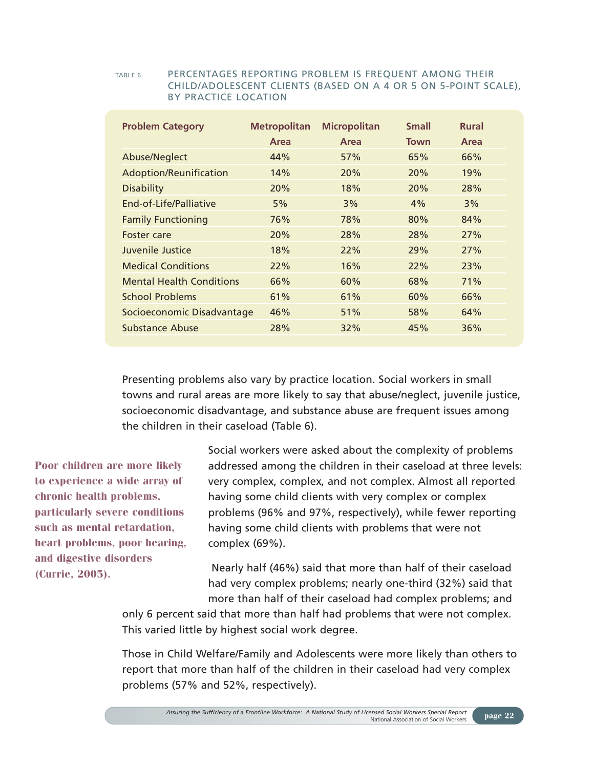TABLE 6. PERCENTAGES REPORTING PROBLEM IS FREQUENT AMONG THEIR CHILD/ADOLESCENT CLIENTS (BASED ON A 4 OR 5 ON 5-POINT SCALE), BY PRACTICE LOCATION

| Problem Category | Metropolitan Area | Micropolitan Area | Small Town | Rural Area |
|---|---|---|---|---|
| Abuse/Neglect | 44% | 57% | 65% | 66% |
| Adoption/Reunification | 14% | 20% | 20% | 19% |
| Disability | 20% | 18% | 20% | 28% |
| End-of-Life/Palliative | 5% | 3% | 4% | 3% |
| Family Functioning | 76% | 78% | 80% | 84% |
| Foster care | 20% | 28% | 28% | 27% |
| Juvenile Justice | 18% | 22% | 29% | 27% |
| Medical Conditions | 22% | 16% | 22% | 23% |
| Mental Health Conditions | 66% | 60% | 68% | 71% |
| School Problems | 61% | 61% | 60% | 66% |
| Socioeconomic Disadvantage | 46% | 51% | 58% | 64% |
| Substance Abuse | 28% | 32% | 45% | 36% |

Presenting problems also vary by practice location. Social workers in small towns and rural areas are more likely to say that abuse/neglect, juvenile justice, socioeconomic disadvantage, and substance abuse are frequent issues among the children in their caseload (Table 6).

**Poor children are more likely to experience a wide array of chronic health problems, particularly severe conditions such as mental retardation, heart problems, poor hearing, and digestive disorders (Currie, 2005).**

Social workers were asked about the complexity of problems addressed among the children in their caseload at three levels: very complex, complex, and not complex. Almost all reported having some child clients with very complex or complex problems (96% and 97%, respectively), while fewer reporting having some child clients with problems that were not complex (69%).

Nearly half (46%) said that more than half of their caseload had very complex problems; nearly one-third (32%) said that more than half of their caseload had complex problems; and only 6 percent said that more than half had problems that were not complex. This varied little by highest social work degree.

Those in Child Welfare/Family and Adolescents were more likely than others to report that more than half of the children in their caseload had very complex problems (57% and 52%, respectively).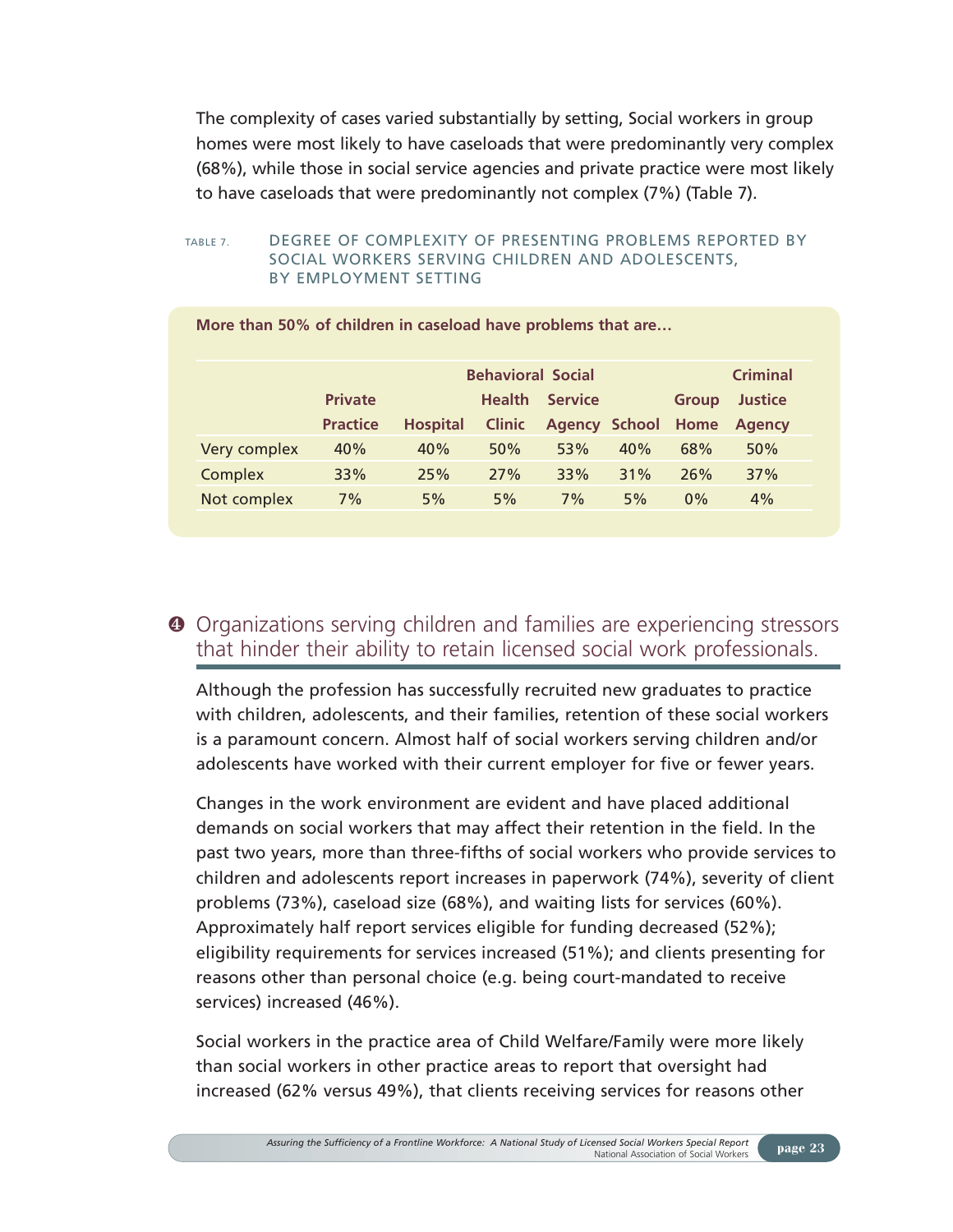The complexity of cases varied substantially by setting, Social workers in group homes were most likely to have caseloads that were predominantly very complex (68%), while those in social service agencies and private practice were most likely to have caseloads that were predominantly not complex (7%) (Table 7).

TABLE 7. DEGREE OF COMPLEXITY OF PRESENTING PROBLEMS REPORTED BY SOCIAL WORKERS SERVING CHILDREN AND ADOLESCENTS, BY EMPLOYMENT SETTING

**More than 50% of children in caseload have problems that are…**

| | Private Practice | Hospital | Behavioral Health Clinic | Social Service Agency | School | Group Home | Criminal Justice Agency |
|---|---|---|---|---|---|---|---|
| Very complex | 40% | 40% | 50% | 53% | 40% | 68% | 50% |
| Complex | 33% | 25% | 27% | 33% | 31% | 26% | 37% |
| Not complex | 7% | 5% | 5% | 7% | 5% | 0% | 4% |

## ❹ Organizations serving children and families are experiencing stressors that hinder their ability to retain licensed social work professionals.

Although the profession has successfully recruited new graduates to practice with children, adolescents, and their families, retention of these social workers is a paramount concern. Almost half of social workers serving children and/or adolescents have worked with their current employer for five or fewer years.

Changes in the work environment are evident and have placed additional demands on social workers that may affect their retention in the field. In the past two years, more than three-fifths of social workers who provide services to children and adolescents report increases in paperwork (74%), severity of client problems (73%), caseload size (68%), and waiting lists for services (60%). Approximately half report services eligible for funding decreased (52%); eligibility requirements for services increased (51%); and clients presenting for reasons other than personal choice (e.g. being court-mandated to receive services) increased (46%).

Social workers in the practice area of Child Welfare/Family were more likely than social workers in other practice areas to report that oversight had increased (62% versus 49%), that clients receiving services for reasons other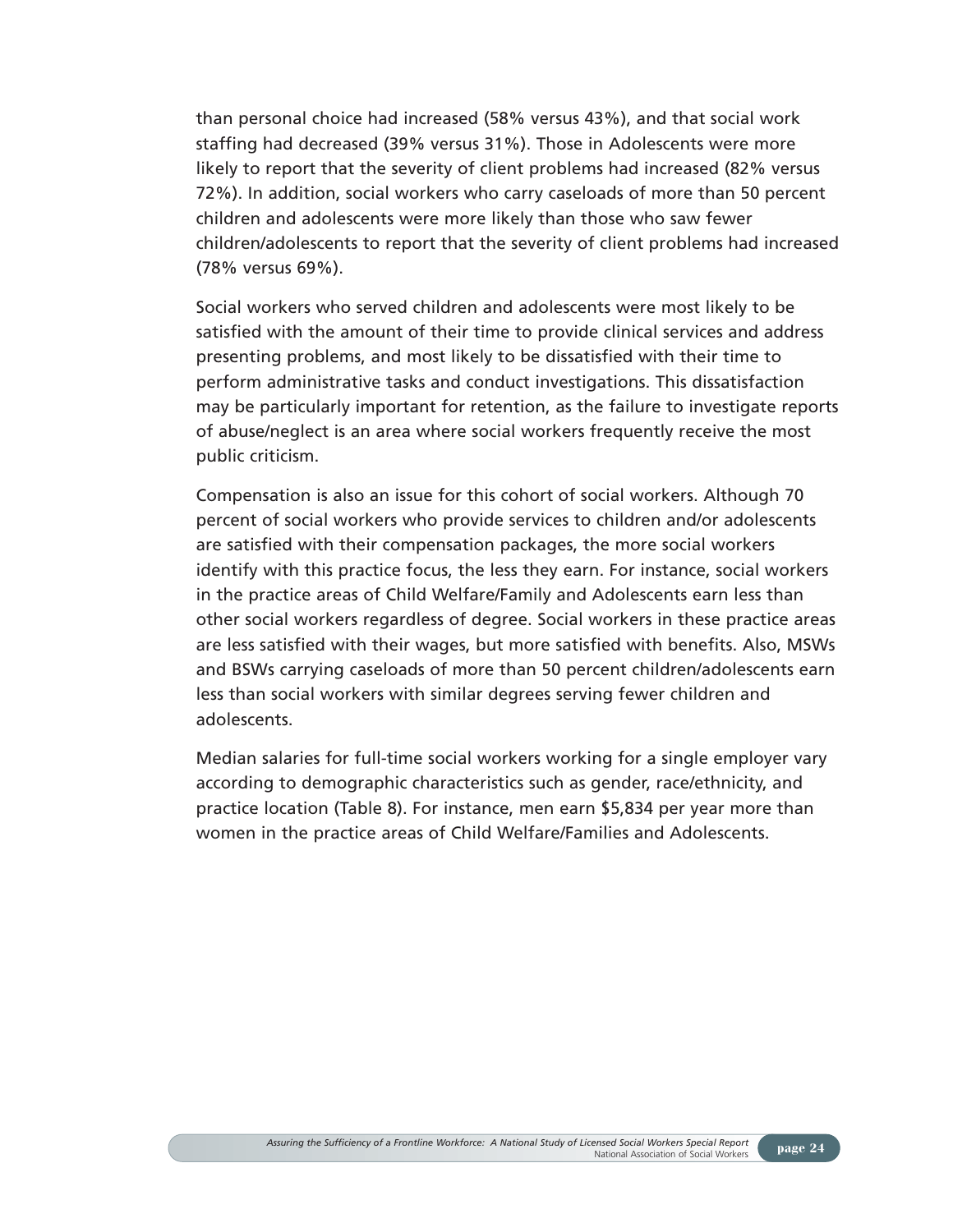than personal choice had increased (58% versus 43%), and that social work staffing had decreased (39% versus 31%). Those in Adolescents were more likely to report that the severity of client problems had increased (82% versus 72%). In addition, social workers who carry caseloads of more than 50 percent children and adolescents were more likely than those who saw fewer children/adolescents to report that the severity of client problems had increased (78% versus 69%).

Social workers who served children and adolescents were most likely to be satisfied with the amount of their time to provide clinical services and address presenting problems, and most likely to be dissatisfied with their time to perform administrative tasks and conduct investigations. This dissatisfaction may be particularly important for retention, as the failure to investigate reports of abuse/neglect is an area where social workers frequently receive the most public criticism.

Compensation is also an issue for this cohort of social workers. Although 70 percent of social workers who provide services to children and/or adolescents are satisfied with their compensation packages, the more social workers identify with this practice focus, the less they earn. For instance, social workers in the practice areas of Child Welfare/Family and Adolescents earn less than other social workers regardless of degree. Social workers in these practice areas are less satisfied with their wages, but more satisfied with benefits. Also, MSWs and BSWs carrying caseloads of more than 50 percent children/adolescents earn less than social workers with similar degrees serving fewer children and adolescents.

Median salaries for full-time social workers working for a single employer vary according to demographic characteristics such as gender, race/ethnicity, and practice location (Table 8). For instance, men earn $5,834 per year more than women in the practice areas of Child Welfare/Families and Adolescents.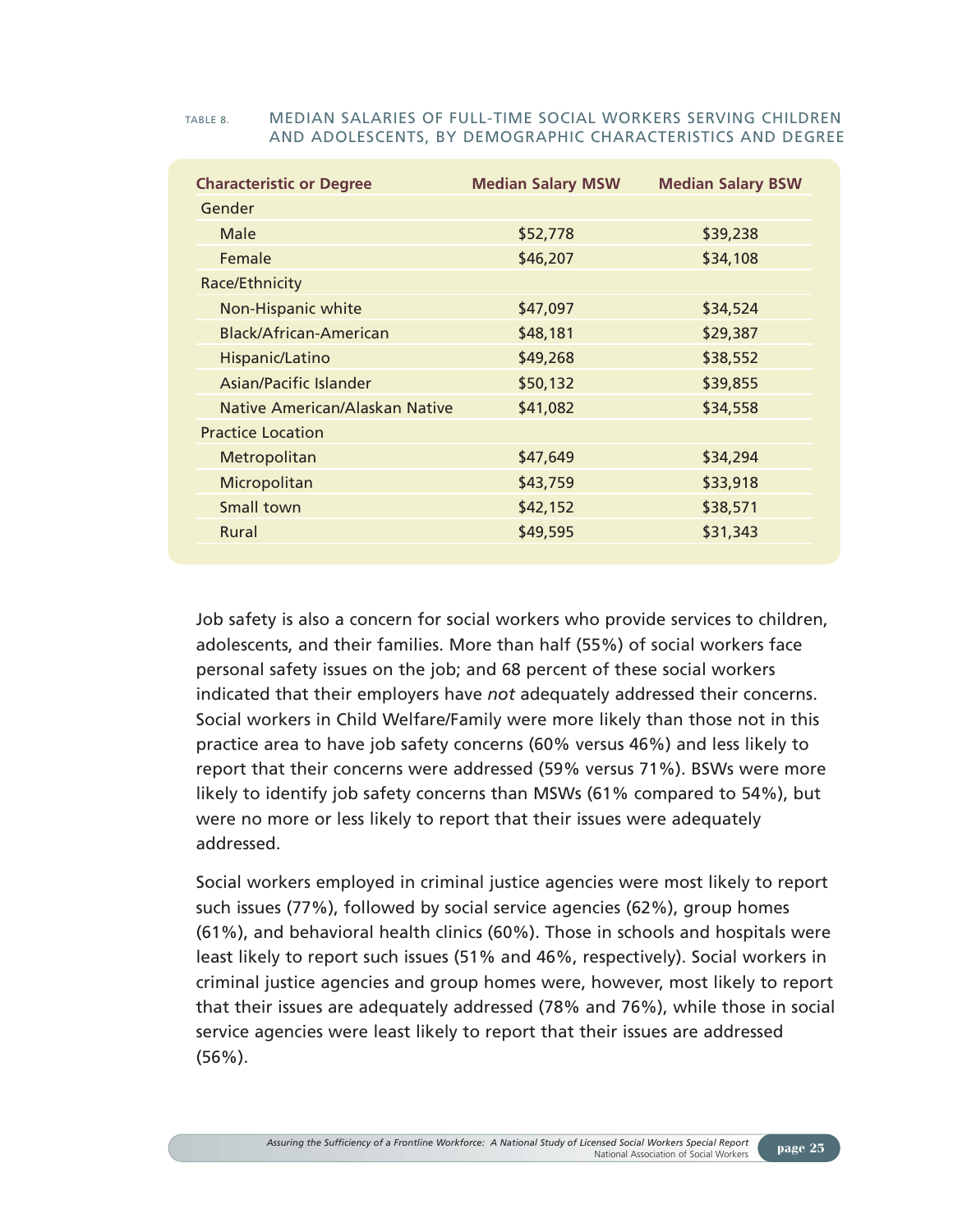TABLE 8. MEDIAN SALARIES OF FULL-TIME SOCIAL WORKERS SERVING CHILDREN AND ADOLESCENTS, BY DEMOGRAPHIC CHARACTERISTICS AND DEGREE

| Characteristic or Degree | Median Salary MSW | Median Salary BSW |
|---|---|---|
| **Gender** | | |
| Male | $52,778 | $39,238 |
| Female | $46,207 | $34,108 |
| **Race/Ethnicity** | | |
| Non-Hispanic white | $47,097 | $34,524 |
| Black/African-American | $48,181 | $29,387 |
| Hispanic/Latino | $49,268 | $38,552 |
| Asian/Pacific Islander | $50,132 | $39,855 |
| Native American/Alaskan Native | $41,082 | $34,558 |
| **Practice Location** | | |
| Metropolitan | $47,649 | $34,294 |
| Micropolitan | $43,759 | $33,918 |
| Small town | $42,152 | $38,571 |
| Rural | $49,595 | $31,343 |

Job safety is also a concern for social workers who provide services to children, adolescents, and their families. More than half (55%) of social workers face personal safety issues on the job; and 68 percent of these social workers indicated that their employers have *not* adequately addressed their concerns. Social workers in Child Welfare/Family were more likely than those not in this practice area to have job safety concerns (60% versus 46%) and less likely to report that their concerns were addressed (59% versus 71%). BSWs were more likely to identify job safety concerns than MSWs (61% compared to 54%), but were no more or less likely to report that their issues were adequately addressed.

Social workers employed in criminal justice agencies were most likely to report such issues (77%), followed by social service agencies (62%), group homes (61%), and behavioral health clinics (60%). Those in schools and hospitals were least likely to report such issues (51% and 46%, respectively). Social workers in criminal justice agencies and group homes were, however, most likely to report that their issues are adequately addressed (78% and 76%), while those in social service agencies were least likely to report that their issues are addressed (56%).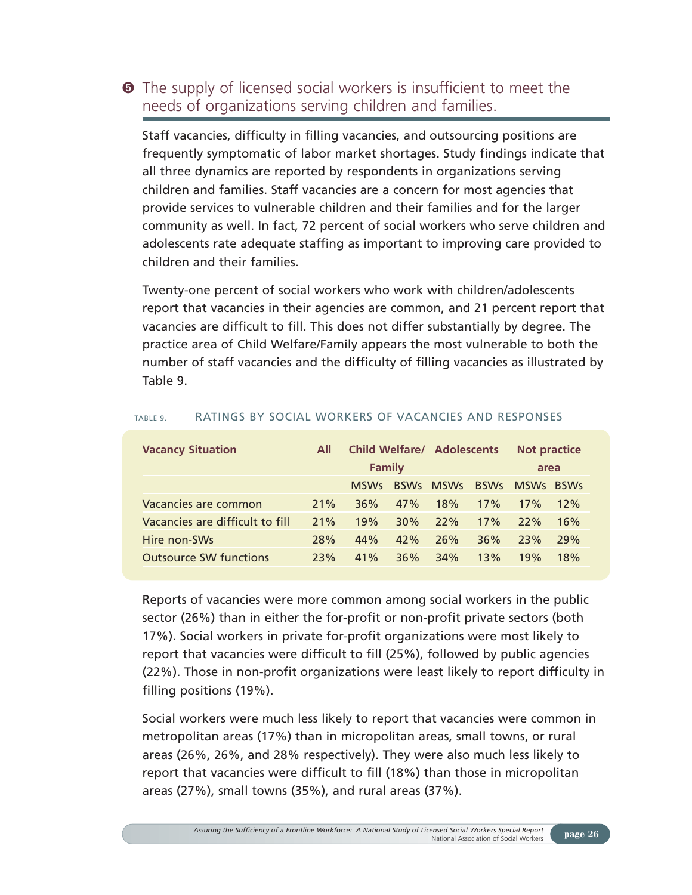## ❺ The supply of licensed social workers is insufficient to meet the needs of organizations serving children and families.

Staff vacancies, difficulty in filling vacancies, and outsourcing positions are frequently symptomatic of labor market shortages. Study findings indicate that all three dynamics are reported by respondents in organizations serving children and families. Staff vacancies are a concern for most agencies that provide services to vulnerable children and their families and for the larger community as well. In fact, 72 percent of social workers who serve children and adolescents rate adequate staffing as important to improving care provided to children and their families.

Twenty-one percent of social workers who work with children/adolescents report that vacancies in their agencies are common, and 21 percent report that vacancies are difficult to fill. This does not differ substantially by degree. The practice area of Child Welfare/Family appears the most vulnerable to both the number of staff vacancies and the difficulty of filling vacancies as illustrated by Table 9.

TABLE 9. RATINGS BY SOCIAL WORKERS OF VACANCIES AND RESPONSES

| Vacancy Situation | All | Child Welfare/ Family | | Adolescents | | Not practice area | |
|---|---|---|---|---|---|---|---|
| | | MSWs | BSWs | MSWs | BSWs | MSWs | BSWs |
| Vacancies are common | 21% | 36% | 47% | 18% | 17% | 17% | 12% |
| Vacancies are difficult to fill | 21% | 19% | 30% | 22% | 17% | 22% | 16% |
| Hire non-SWs | 28% | 44% | 42% | 26% | 36% | 23% | 29% |
| Outsource SW functions | 23% | 41% | 36% | 34% | 13% | 19% | 18% |

Reports of vacancies were more common among social workers in the public sector (26%) than in either the for-profit or non-profit private sectors (both 17%). Social workers in private for-profit organizations were most likely to report that vacancies were difficult to fill (25%), followed by public agencies (22%). Those in non-profit organizations were least likely to report difficulty in filling positions (19%).

Social workers were much less likely to report that vacancies were common in metropolitan areas (17%) than in micropolitan areas, small towns, or rural areas (26%, 26%, and 28% respectively). They were also much less likely to report that vacancies were difficult to fill (18%) than those in micropolitan areas (27%), small towns (35%), and rural areas (37%).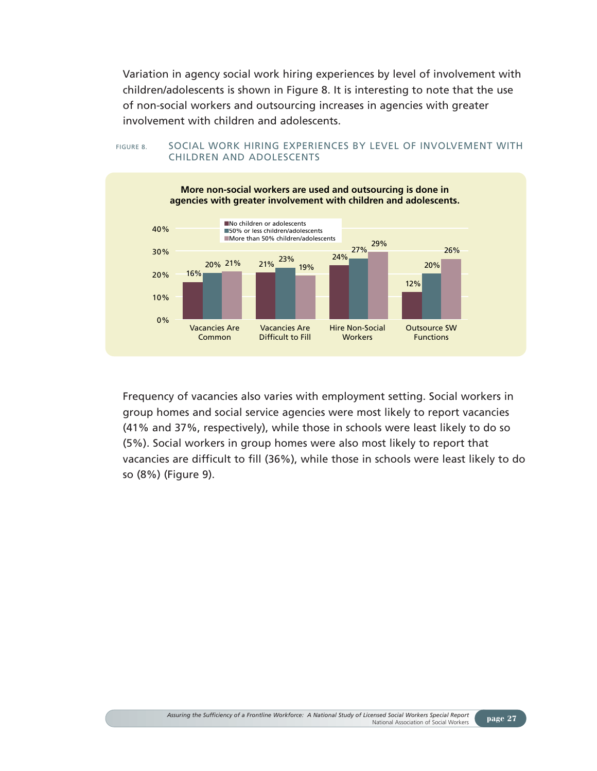Variation in agency social work hiring experiences by level of involvement with children/adolescents is shown in Figure 8. It is interesting to note that the use of non-social workers and outsourcing increases in agencies with greater involvement with children and adolescents.

FIGURE 8. SOCIAL WORK HIRING EXPERIENCES BY LEVEL OF INVOLVEMENT WITH CHILDREN AND ADOLESCENTS

**More non-social workers are used and outsourcing is done in agencies with greater involvement with children and adolescents.**

| | No children or adolescents | 50% or less children/adolescents | More than 50% children/adolescents |
|---|---|---|---|
| Vacancies Are Common | 16% | 20% | 21% |
| Vacancies Are Difficult to Fill | 21% | 23% | 19% |
| Hire Non-Social Workers | 24% | 27% | 29% |
| Outsource SW Functions | 12% | 20% | 26% |

Frequency of vacancies also varies with employment setting. Social workers in group homes and social service agencies were most likely to report vacancies (41% and 37%, respectively), while those in schools were least likely to do so (5%). Social workers in group homes were also most likely to report that vacancies are difficult to fill (36%), while those in schools were least likely to do so (8%) (Figure 9).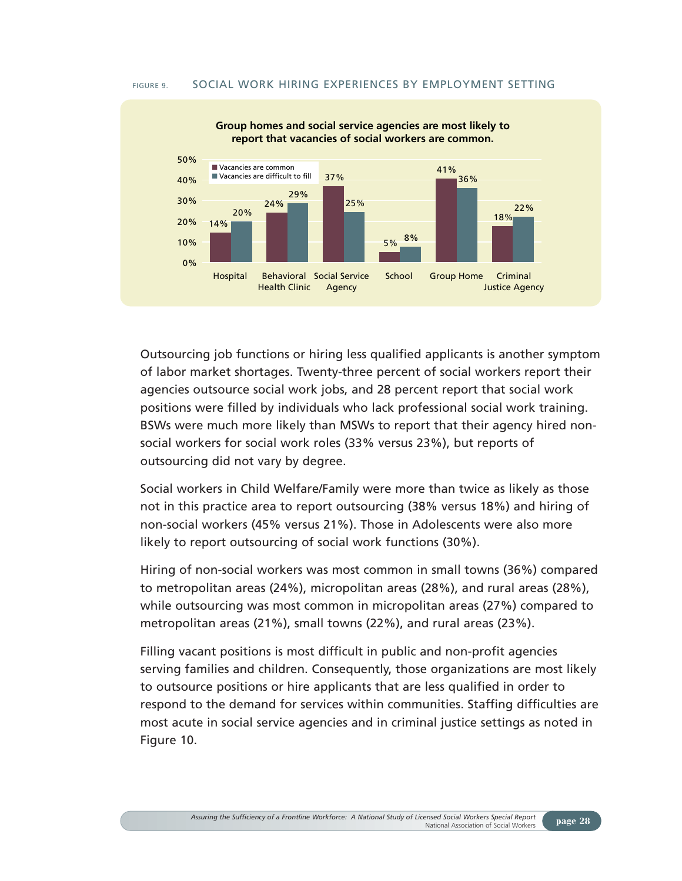FIGURE 9. SOCIAL WORK HIRING EXPERIENCES BY EMPLOYMENT SETTING

**Group homes and social service agencies are most likely to report that vacancies of social workers are common.**

| | Hospital | Behavioral Health Clinic | Social Service Agency | School | Group Home | Criminal Justice Agency |
|---|---|---|---|---|---|---|
| Vacancies are common | 14% | 24% | 37% | 5% | 41% | 18% |
| Vacancies are difficult to fill | 20% | 29% | 25% | 8% | 36% | 22% |

Outsourcing job functions or hiring less qualified applicants is another symptom of labor market shortages. Twenty-three percent of social workers report their agencies outsource social work jobs, and 28 percent report that social work positions were filled by individuals who lack professional social work training. BSWs were much more likely than MSWs to report that their agency hired non-social workers for social work roles (33% versus 23%), but reports of outsourcing did not vary by degree.

Social workers in Child Welfare/Family were more than twice as likely as those not in this practice area to report outsourcing (38% versus 18%) and hiring of non-social workers (45% versus 21%). Those in Adolescents were also more likely to report outsourcing of social work functions (30%).

Hiring of non-social workers was most common in small towns (36%) compared to metropolitan areas (24%), micropolitan areas (28%), and rural areas (28%), while outsourcing was most common in micropolitan areas (27%) compared to metropolitan areas (21%), small towns (22%), and rural areas (23%).

Filling vacant positions is most difficult in public and non-profit agencies serving families and children. Consequently, those organizations are most likely to outsource positions or hire applicants that are less qualified in order to respond to the demand for services within communities. Staffing difficulties are most acute in social service agencies and in criminal justice settings as noted in Figure 10.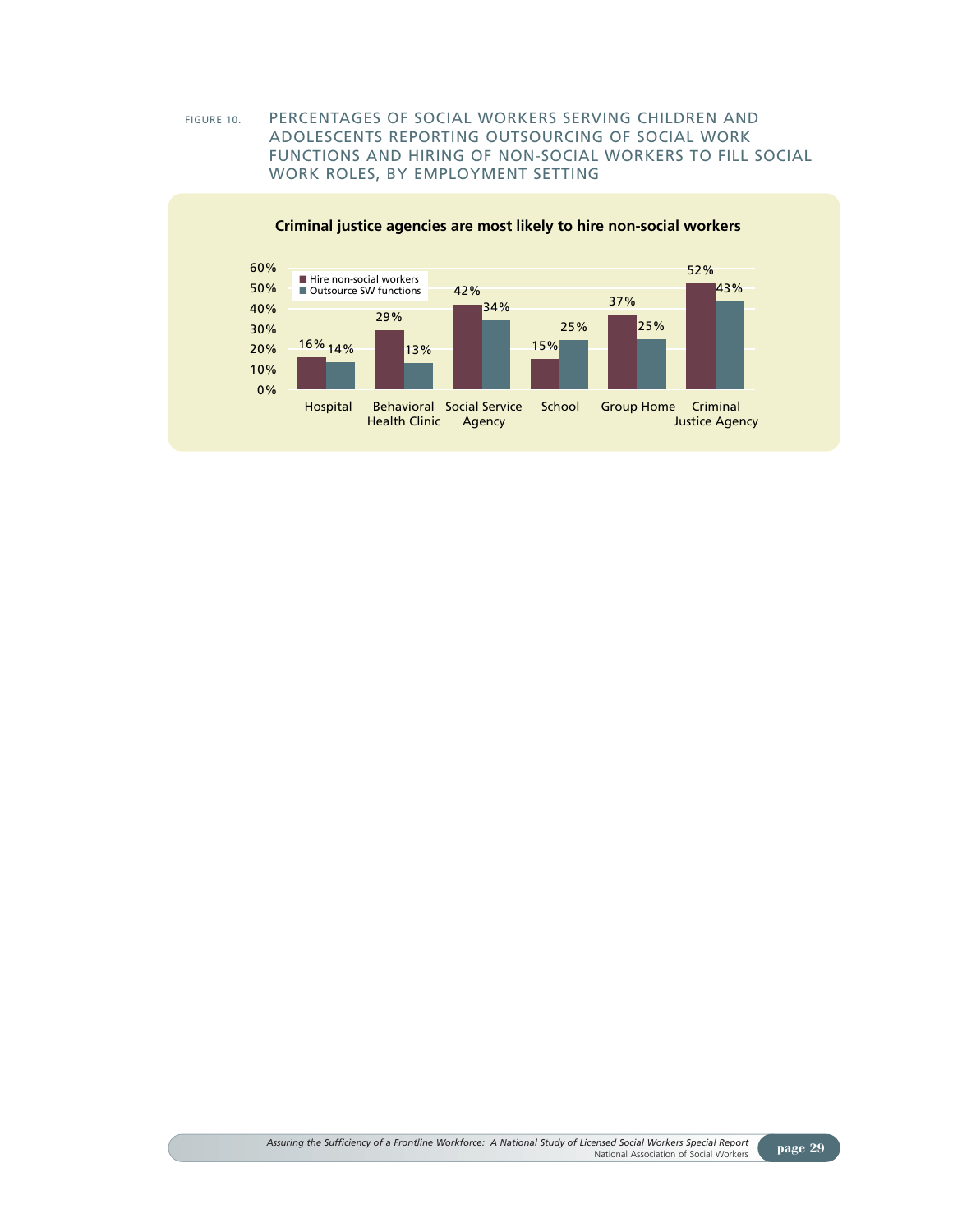FIGURE 10. PERCENTAGES OF SOCIAL WORKERS SERVING CHILDREN AND ADOLESCENTS REPORTING OUTSOURCING OF SOCIAL WORK FUNCTIONS AND HIRING OF NON-SOCIAL WORKERS TO FILL SOCIAL WORK ROLES, BY EMPLOYMENT SETTING

**Criminal justice agencies are most likely to hire non-social workers**

| Employment Setting | Hire non-social workers | Outsource SW functions |
|---|---|---|
| Hospital | 16% | 14% |
| Behavioral Health Clinic | 29% | 13% |
| Social Service Agency | 42% | 34% |
| School | 15% | 25% |
| Group Home | 37% | 25% |
| Criminal Justice Agency | 52% | 43% |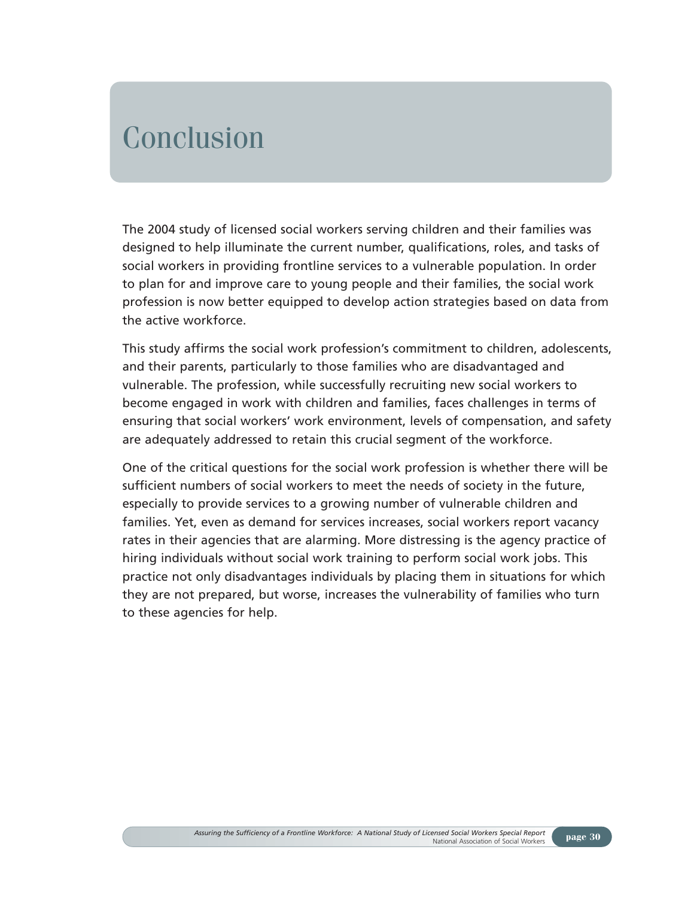# Conclusion

The 2004 study of licensed social workers serving children and their families was designed to help illuminate the current number, qualifications, roles, and tasks of social workers in providing frontline services to a vulnerable population. In order to plan for and improve care to young people and their families, the social work profession is now better equipped to develop action strategies based on data from the active workforce.

This study affirms the social work profession's commitment to children, adolescents, and their parents, particularly to those families who are disadvantaged and vulnerable. The profession, while successfully recruiting new social workers to become engaged in work with children and families, faces challenges in terms of ensuring that social workers' work environment, levels of compensation, and safety are adequately addressed to retain this crucial segment of the workforce.

One of the critical questions for the social work profession is whether there will be sufficient numbers of social workers to meet the needs of society in the future, especially to provide services to a growing number of vulnerable children and families. Yet, even as demand for services increases, social workers report vacancy rates in their agencies that are alarming. More distressing is the agency practice of hiring individuals without social work training to perform social work jobs. This practice not only disadvantages individuals by placing them in situations for which they are not prepared, but worse, increases the vulnerability of families who turn to these agencies for help.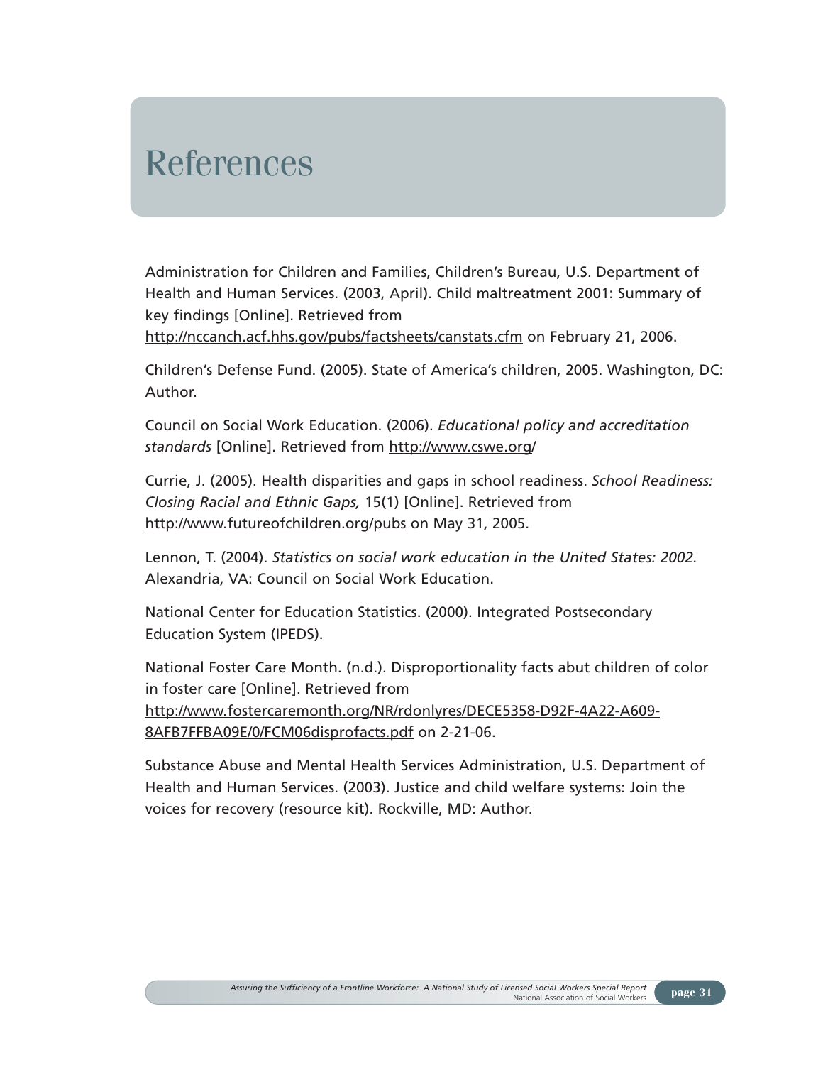# References

Administration for Children and Families, Children's Bureau, U.S. Department of Health and Human Services. (2003, April). Child maltreatment 2001: Summary of key findings [Online]. Retrieved from http://nccanch.acf.hhs.gov/pubs/factsheets/canstats.cfm on February 21, 2006.

Children's Defense Fund. (2005). State of America's children, 2005. Washington, DC: Author.

Council on Social Work Education. (2006). *Educational policy and accreditation standards* [Online]. Retrieved from http://www.cswe.org/

Currie, J. (2005). Health disparities and gaps in school readiness. *School Readiness: Closing Racial and Ethnic Gaps,* 15(1) [Online]. Retrieved from http://www.futureofchildren.org/pubs on May 31, 2005.

Lennon, T. (2004). *Statistics on social work education in the United States: 2002.* Alexandria, VA: Council on Social Work Education.

National Center for Education Statistics. (2000). Integrated Postsecondary Education System (IPEDS).

National Foster Care Month. (n.d.). Disproportionality facts abut children of color in foster care [Online]. Retrieved from http://www.fostercaremonth.org/NR/rdonlyres/DECE5358-D92F-4A22-A609-8AFB7FFBA09E/0/FCM06disprofacts.pdf on 2-21-06.

Substance Abuse and Mental Health Services Administration, U.S. Department of Health and Human Services. (2003). Justice and child welfare systems: Join the voices for recovery (resource kit). Rockville, MD: Author.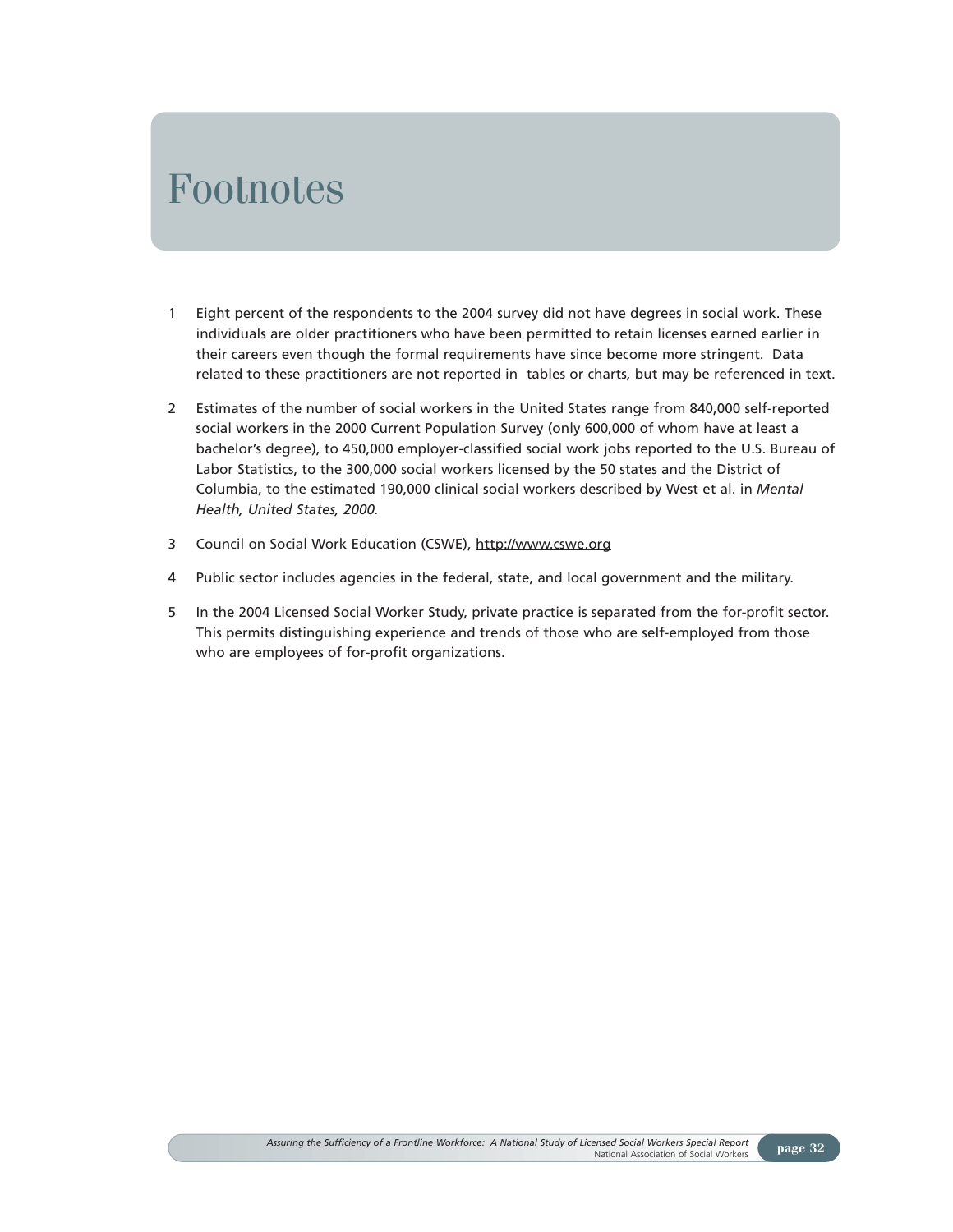# Footnotes

1. Eight percent of the respondents to the 2004 survey did not have degrees in social work. These individuals are older practitioners who have been permitted to retain licenses earned earlier in their careers even though the formal requirements have since become more stringent. Data related to these practitioners are not reported in tables or charts, but may be referenced in text.

2. Estimates of the number of social workers in the United States range from 840,000 self-reported social workers in the 2000 Current Population Survey (only 600,000 of whom have at least a bachelor's degree), to 450,000 employer-classified social work jobs reported to the U.S. Bureau of Labor Statistics, to the 300,000 social workers licensed by the 50 states and the District of Columbia, to the estimated 190,000 clinical social workers described by West et al. in *Mental Health, United States, 2000.*

3. Council on Social Work Education (CSWE), http://www.cswe.org

4. Public sector includes agencies in the federal, state, and local government and the military.

5. In the 2004 Licensed Social Worker Study, private practice is separated from the for-profit sector. This permits distinguishing experience and trends of those who are self-employed from those who are employees of for-profit organizations.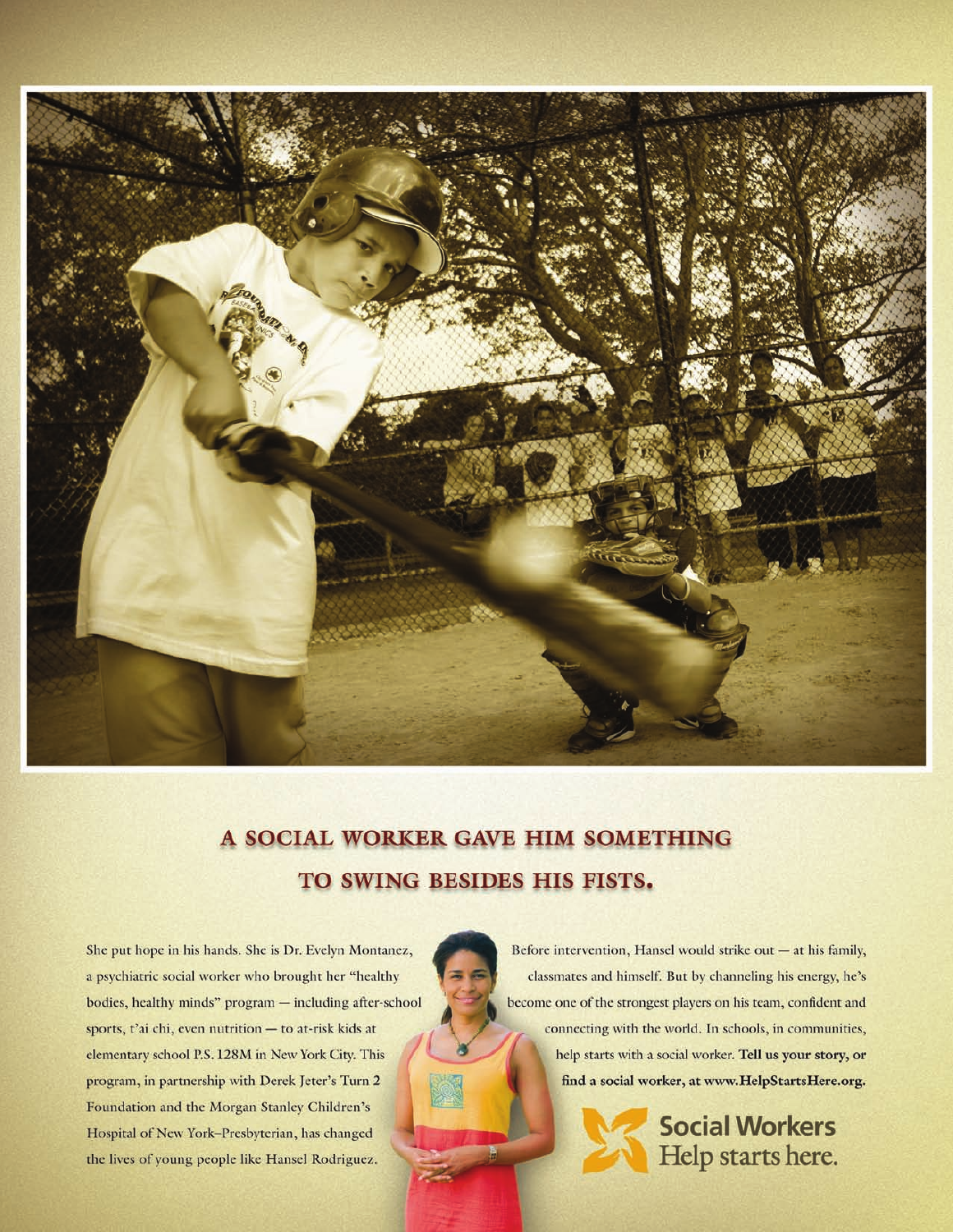## A SOCIAL WORKER GAVE HIM SOMETHING TO SWING BESIDES HIS FISTS.

She put hope in his hands. She is Dr. Evelyn Montanez, a psychiatric social worker who brought her "healthy bodies, healthy minds" program — including after-school sports, t'ai chi, even nutrition — to at-risk kids at elementary school P.S. 128M in New York City. This program, in partnership with Derek Jeter's Turn 2 Foundation and the Morgan Stanley Children's Hospital of New York–Presbyterian, has changed the lives of young people like Hansel Rodriguez.

Before intervention, Hansel would strike out — at his family, classmates and himself. But by channeling his energy, he's become one of the strongest players on his team, confident and connecting with the world. In schools, in communities, help starts with a social worker. **Tell us your story, or find a social worker, at www.HelpStartsHere.org.**

**Social Workers**
Help starts here.